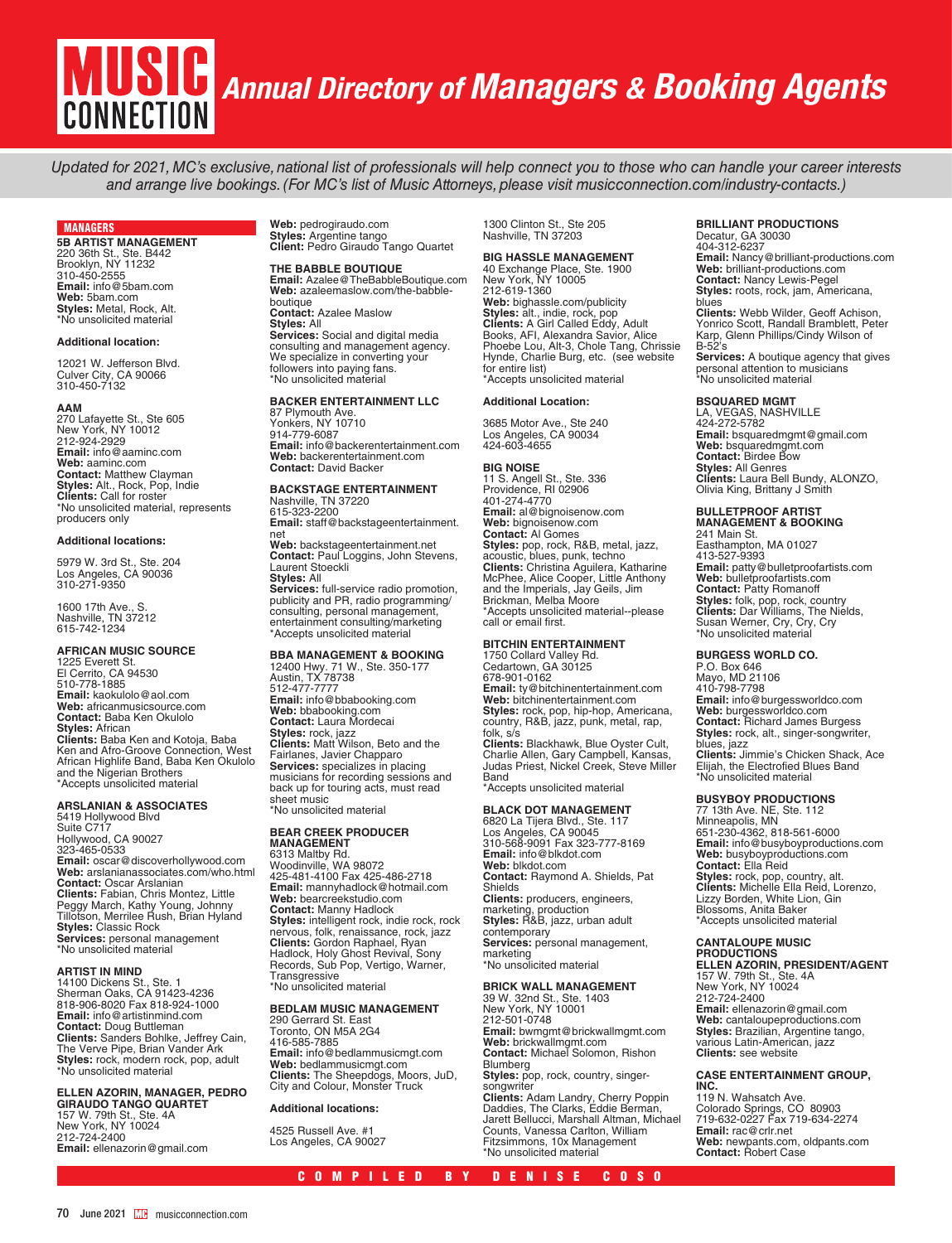# MUSIC CONNECTION Annual Directory of Managers & Booking Agents

*Updated for 2021, MC's exclusive, national list of professionals will help connect you to those who can handle your career interests and arrange live bookings. (For MC's list of Music Attorneys, please visit musicconnection.com/industry-contacts.)*

## MANAGERS

**5B ARTIST MANAGEMENT**
220 36th St., Ste. B442
Brooklyn, NY 11232
310-450-2555
**Email:** info@5bam.com
**Web:** 5bam.com
**Styles:** Metal, Rock, Alt.
*No unsolicited material

**Additional location:**

12021 W. Jefferson Blvd.
Culver City, CA 90066
310-450-7132

**AAM**
270 Lafayette St., Ste 605
New York, NY 10012
212-924-2929
**Email:** info@aaminc.com
**Web:** aaminc.com
**Contact:** Matthew Clayman
**Styles:** Alt., Rock, Pop, Indie
**Clients:** Call for roster
*No unsolicited material, represents producers only

**Additional locations:**

5979 W. 3rd St., Ste. 204
Los Angeles, CA 90036
310-271-9350

1600 17th Ave., S.
Nashville, TN 37212
615-742-1234

**AFRICAN MUSIC SOURCE**
1225 Everett St.
El Cerrito, CA 94530
510-778-1885
**Email:** kaokulolo@aol.com
**Web:** africanmusicsource.com
**Contact:** Baba Ken Okulolo
**Styles:** African
**Clients:** Baba Ken and Kotoja, Baba Ken and Afro-Groove Connection, West African Highlife Band, Baba Ken Okulolo and the Nigerian Brothers
*Accepts unsolicited material

**ARSLANIAN & ASSOCIATES**
5419 Hollywood Blvd
Suite C717
Hollywood, CA 90027
323-465-0533
**Email:** oscar@discoverhollywood.com
**Web:** arslanianassociates.com/who.html
**Contact:** Oscar Arslanian
**Clients:** Fabian, Chris Montez, Little Peggy March, Kathy Young, Johnny Tillotson, Merrilee Rush, Brian Hyland
**Styles:** Classic Rock
**Services:** personal management
*No unsolicited material

**ARTIST IN MIND**
14100 Dickens St., Ste. 1
Sherman Oaks, CA 91423-4236
818-906-8020 Fax 818-924-1000
**Email:** info@artistinmind.com
**Contact:** Doug Buttleman
**Clients:** Sanders Bohlke, Jeffrey Cain, The Verve Pipe, Brian Vander Ark
**Styles:** rock, modern rock, pop, adult
*No unsolicited material

**ELLEN AZORIN, MANAGER, PEDRO GIRAUDO TANGO QUARTET**
157 W. 79th St., Ste. 4A
New York, NY 10024
212-724-2400
**Email:** ellenazorin@gmail.com
**Web:** pedrogiraudo.com
**Styles:** Argentine tango
**Client:** Pedro Giraudo Tango Quartet

**THE BABBLE BOUTIQUE**
**Email:** Azalee@TheBabbleBoutique.com
**Web:** azaleemaslow.com/the-babble-boutique
**Contact:** Azalee Maslow
**Styles:** All
**Services:** Social and digital media consulting and management agency. We specialize in converting your followers into paying fans.
*No unsolicited material

**BACKER ENTERTAINMENT LLC**
87 Plymouth Ave.
Yonkers, NY 10710
914-779-6087
**Email:** info@backerentertainment.com
**Web:** backerentertainment.com
**Contact:** David Backer

**BACKSTAGE ENTERTAINMENT**
Nashville, TN 37220
615-323-2200
**Email:** staff@backstageentertainment.net
**Web:** backstageentertainment.net
**Contact:** Paul Loggins, John Stevens, Laurent Stoeckli
**Styles:** All
**Services:** full-service radio promotion, publicity and PR, radio programming/consulting, personal management, entertainment consulting/marketing
*Accepts unsolicited material

**BBA MANAGEMENT & BOOKING**
12400 Hwy. 71 W., Ste. 350-177
Austin, TX 78738
512-477-7777
**Email:** info@bbabooking.com
**Web:** bbabooking.com
**Contact:** Laura Mordecai
**Styles:** rock, jazz
**Clients:** Matt Wilson, Beto and the Fairlanes, Javier Chapparo
**Services:** specializes in placing musicians for recording sessions and back up for touring acts, must read sheet music
*No unsolicited material

**BEAR CREEK PRODUCER MANAGEMENT**
6313 Maltby Rd.
Woodinville, WA 98072
425-481-4100 Fax 425-486-2718
**Email:** mannyhadlock@hotmail.com
**Web:** bearcreekstudio.com
**Contact:** Manny Hadlock
**Styles:** intelligent rock, indie rock, rock nervous, folk, renaissance, rock, jazz
**Clients:** Gordon Raphael, Ryan Hadlock, Holy Ghost Revival, Sony Records, Sub Pop, Vertigo, Warner, Transgressive
*No unsolicited material

**BEDLAM MUSIC MANAGEMENT**
290 Gerrard St. East
Toronto, ON M5A 2G4
416-585-7885
**Email:** info@bedlammusicmgt.com
**Web:** bedlammusicmgt.com
**Clients:** The Sheepdogs, Moors, JuD, City and Colour, Monster Truck

**Additional locations:**

4525 Russell Ave. #1
Los Angeles, CA 90027

1300 Clinton St., Ste 205
Nashville, TN 37203

**BIG HASSLE MANAGEMENT**
40 Exchange Place, Ste. 1900
New York, NY 10005
212-619-1360
**Web:** bighassle.com/publicity
**Styles:** alt., indie, rock, pop
**Clients:** A Girl Called Eddy, Adult Books, AFI, Alexandra Savior, Alice Phoebe Lou, Alt-3, Chole Tang, Chrissie Hynde, Charlie Burg, etc. (see website for entire list)
*Accepts unsolicited material

**Additional Location:**

3685 Motor Ave., Ste 240
Los Angeles, CA 90034
424-603-4655

**BIG NOISE**
11 S. Angell St., Ste. 336
Providence, RI 02906
401-274-4770
**Email:** al@bignoisenow.com
**Web:** bignoisenow.com
**Contact:** Al Gomes
**Styles:** pop, rock, R&B, metal, jazz, acoustic, blues, punk, techno
**Clients:** Christina Aguilera, Katharine McPhee, Alice Cooper, Little Anthony and the Imperials, Jay Geils, Jim Brickman, Melba Moore
*Accepts unsolicited material--please call or email first.

**BITCHIN ENTERTAINMENT**
1750 Collard Valley Rd.
Cedartown, GA 30125
678-901-0162
**Email:** ty@bitchinentertainment.com
**Web:** bitchinentertainment.com
**Styles:** rock, pop, hip-hop, Americana, country, R&B, jazz, punk, metal, rap, folk, s/s
**Clients:** Blackhawk, Blue Oyster Cult, Charlie Allen, Gary Campbell, Kansas, Judas Priest, Nickel Creek, Steve Miller Band
*Accepts unsolicited material

**BLACK DOT MANAGEMENT**
6820 La Tijera Blvd., Ste. 117
Los Angeles, CA 90045
310-568-9091 Fax 323-777-8169
**Email:** info@blkdot.com
**Web:** blkdot.com
**Contact:** Raymond A. Shields, Pat Shields
**Clients:** producers, engineers, marketing, production
**Styles:** R&B, jazz, urban adult contemporary
**Services:** personal management, marketing
*No unsolicited material

**BRICK WALL MANAGEMENT**
39 W. 32nd St., Ste. 1403
New York, NY 10001
212-501-0748
**Email:** bwmgmt@brickwallmgmt.com
**Web:** brickwallmgmt.com
**Contact:** Michael Solomon, Rishon Blumberg
**Styles:** pop, rock, country, singer-songwriter
**Clients:** Adam Landry, Cherry Poppin Daddies, The Clarks, Eddie Berman, Jarett Bellucci, Marshall Altman, Michael Counts, Vanessa Carlton, William Fitzsimmons, 10x Management
*No unsolicited material

**BRILLIANT PRODUCTIONS**
Decatur, GA 30030
404-312-6237
**Email:** Nancy@brilliant-productions.com
**Web:** brilliant-productions.com
**Contact:** Nancy Lewis-Pegel
**Styles:** roots, rock, jam, Americana, blues
**Clients:** Webb Wilder, Geoff Achison, Yonrico Scott, Randall Bramblett, Peter Karp, Glenn Phillips/Cindy Wilson of B-52's
**Services:** A boutique agency that gives personal attention to musicians
*No unsolicited material

**BSQUARED MGMT**
LA, VEGAS, NASHVILLE
424-272-5782
**Email:** bsquaredmgmt@gmail.com
**Web:** bsquaredmgmt.com
**Contact:** Birdee Bow
**Styles:** All Genres
**Clients:** Laura Bell Bundy, ALONZO, Olivia King, Brittany J Smith

**BULLETPROOF ARTIST MANAGEMENT & BOOKING**
241 Main St.
Easthampton, MA 01027
413-527-9393
**Email:** patty@bulletproofartists.com
**Web:** bulletproofartists.com
**Contact:** Patty Romanoff
**Styles:** folk, pop, rock, country
**Clients:** Dar Williams, The Nields, Susan Werner, Cry, Cry, Cry
*No unsolicited material

**BURGESS WORLD CO.**
P.O. Box 646
Mayo, MD 21106
410-798-7798
**Email:** info@burgessworldco.com
**Web:** burgessworldco.com
**Contact:** Richard James Burgess
**Styles:** rock, alt., singer-songwriter, blues, jazz
**Clients:** Jimmie's Chicken Shack, Ace Elijah, the Electrofied Blues Band
*No unsolicited material

**BUSYBOY PRODUCTIONS**
77 13th Ave. NE, Ste. 112
Minneapolis, MN
651-230-4362, 818-561-6000
**Email:** info@busyboyproductions.com
**Web:** busyboyproductions.com
**Contact:** Ella Reid
**Styles:** rock, pop, country, alt.
**Clients:** Michelle Ella Reid, Lorenzo, Lizzy Borden, White Lion, Gin Blossoms, Anita Baker
*Accepts unsolicited material

**CANTALOUPE MUSIC PRODUCTIONS ELLEN AZORIN, PRESIDENT/AGENT**
157 W. 79th St., Ste. 4A
New York, NY 10024
212-724-2400
**Email:** ellenazorin@gmail.com
**Web:** cantaloupeproductions.com
**Styles:** Brazilian, Argentine tango, various Latin-American, jazz
**Clients:** see website

**CASE ENTERTAINMENT GROUP, INC.**
119 N. Wahsatch Ave.
Colorado Springs, CO 80903
719-632-0227 Fax 719-634-2274
**Email:** rac@crlr.net
**Web:** newpants.com, oldpants.com
**Contact:** Robert Case

COMPILED BY DENISE COSO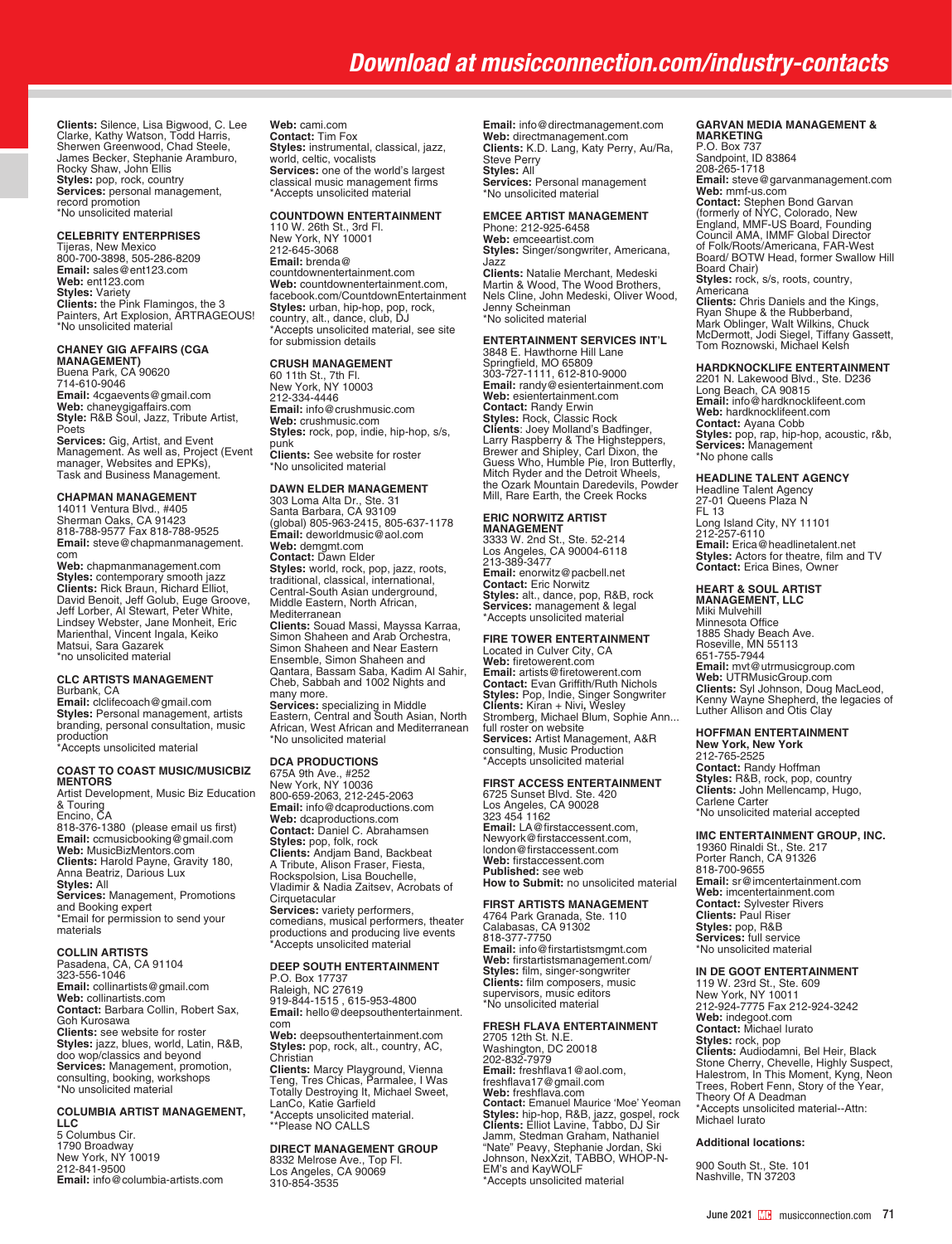Download at musicconnection.com/industry-contacts

**Clients:** Silence, Lisa Bigwood, C. Lee Clarke, Kathy Watson, Todd Harris, Sherwen Greenwood, Chad Steele, James Becker, Stephanie Aramburo, Rocky Shaw, John Ellis
**Styles:** pop, rock, country
**Services:** personal management, record promotion
*No unsolicited material

### CELEBRITY ENTERPRISES
Tijeras, New Mexico
800-700-3898, 505-286-8209
**Email:** sales@ent123.com
**Web:** ent123.com
**Styles:** Variety
**Clients:** the Pink Flamingos, the 3 Painters, Art Explosion, ARTRAGEOUS!
*No unsolicited material

### CHANEY GIG AFFAIRS (CGA MANAGEMENT)
Buena Park, CA 90620
714-610-9046
**Email:** 4cgaevents@gmail.com
**Web:** chaneygigaffairs.com
**Style:** R&B Soul, Jazz, Tribute Artist, Poets
**Services:** Gig, Artist, and Event Management. As well as, Project (Event manager, Websites and EPKs), Task and Business Management.

### CHAPMAN MANAGEMENT
14011 Ventura Blvd., #405
Sherman Oaks, CA 91423
818-788-9577 Fax 818-788-9525
**Email:** steve@chapmanmanagement.com
**Web:** chapmanmanagement.com
**Styles:** contemporary smooth jazz
**Clients:** Rick Braun, Richard Elliot, David Benoit, Jeff Golub, Euge Groove, Jeff Lorber, Al Stewart, Peter White, Lindsey Webster, Jane Monheit, Eric Marienthal, Vincent Ingala, Keiko Matsui, Sara Gazarek
*no unsolicited material

### CLC ARTISTS MANAGEMENT
Burbank, CA
**Email:** clclifecoach@gmail.com
**Styles:** Personal management, artists branding, personal consultation, music production
*Accepts unsolicited material

### COAST TO COAST MUSIC/MUSICBIZ MENTORS
Artist Development, Music Biz Education & Touring
Encino, CA
818-376-1380 (please email us first)
**Email:** ccmusicbooking@gmail.com
**Web:** MusicBizMentors.com
**Clients:** Harold Payne, Gravity 180, Anna Beatriz, Darious Lux
**Styles:** All
**Services:** Management, Promotions and Booking expert
*Email for permission to send your materials

### COLLIN ARTISTS
Pasadena, CA, CA 91104
323-556-1046
**Email:** collinartists@gmail.com
**Web:** collinartists.com
**Contact:** Barbara Collin, Robert Sax, Goh Kurosawa
**Clients:** see website for roster
**Styles:** jazz, blues, world, Latin, R&B, doo wop/classics and beyond
**Services:** Management, promotion, consulting, booking, workshops
*No unsolicited material

### COLUMBIA ARTIST MANAGEMENT, LLC
5 Columbus Cir.
1790 Broadway
New York, NY 10019
212-841-9500
**Email:** info@columbia-artists.com
**Web:** cami.com
**Contact:** Tim Fox
**Styles:** instrumental, classical, jazz, world, celtic, vocalists
**Services:** one of the world's largest classical music management firms
*Accepts unsolicited material

### COUNTDOWN ENTERTAINMENT
110 W. 26th St., 3rd Fl.
New York, NY 10001
212-645-3068
**Email:** brenda@countdownentertainment.com
**Web:** countdownentertainment.com, facebook.com/CountdownEntertainment
**Styles:** urban, hip-hop, pop, rock, country, alt., dance, club, DJ
*Accepts unsolicited material, see site for submission details

### CRUSH MANAGEMENT
60 11th St., 7th Fl.
New York, NY 10003
212-334-4446
**Email:** info@crushmusic.com
**Web:** crushmusic.com
**Styles:** rock, pop, indie, hip-hop, s/s, punk
**Clients:** See website for roster
*No unsolicited material

### DAWN ELDER MANAGEMENT
303 Loma Alta Dr., Ste. 31
Santa Barbara, CA 93109
(global) 805-963-2415, 805-637-1178
**Email:** deworldmusic@aol.com
**Web:** demgmt.com
**Contact:** Dawn Elder
**Styles:** world, rock, pop, jazz, roots, traditional, classical, international, Central-South Asian underground, Middle Eastern, North African, Mediterranean
**Clients:** Souad Massi, Mayssa Karraa, Simon Shaheen and Arab Orchestra, Simon Shaheen and Near Eastern Ensemble, Simon Shaheen and Qantara, Bassam Saba, Kadim Al Sahir, Cheb, Sabbah and 1002 Nights and many more.
**Services:** specializing in Middle Eastern, Central and South Asian, North African, West African and Mediterranean
*No unsolicited material

### DCA PRODUCTIONS
675A 9th Ave., #252
New York, NY 10036
800-659-2063, 212-245-2063
**Email:** info@dcaproductions.com
**Web:** dcaproductions.com
**Contact:** Daniel C. Abrahamsen
**Styles:** pop, folk, rock
**Clients:** Andjam Band, Backbeat A Tribute, Alison Fraser, Fiesta, Rockspolsion, Lisa Bouchelle, Vladimir & Nadia Zaitsev, Acrobats of Cirquetacular
**Services:** variety performers, comedians, musical performers, theater productions and producing live events
*Accepts unsolicited material

### DEEP SOUTH ENTERTAINMENT
P.O. Box 17737
Raleigh, NC 27619
919-844-1515 , 615-953-4800
**Email:** hello@deepsouthentertainment.com
**Web:** deepsouthentertainment.com
**Styles:** pop, rock, alt., country, AC, Christian
**Clients:** Marcy Playground, Vienna Teng, Tres Chicas, Parmalee, I Was Totally Destroying It, Michael Sweet, LanCo, Katie Garfield
*Accepts unsolicited material.
**Please NO CALLS

### DIRECT MANAGEMENT GROUP
8332 Melrose Ave., Top Fl.
Los Angeles, CA 90069
310-854-3535
**Email:** info@directmanagement.com
**Web:** directmanagement.com
**Clients:** K.D. Lang, Katy Perry, Au/Ra, Steve Perry
**Styles:** All
**Services:** Personal management
*No unsolicited material

### EMCEE ARTIST MANAGEMENT
Phone: 212-925-6458
**Web:** emceeartist.com
**Styles:** Singer/songwriter, Americana, Jazz
**Clients:** Natalie Merchant, Medeski Martin & Wood, The Wood Brothers, Nels Cline, John Medeski, Oliver Wood, Jenny Scheinman
*No solicited material

### ENTERTAINMENT SERVICES INT'L
3848 E. Hawthorne Hill Lane
Springfield, MO 65809
303-727-1111, 612-810-9000
**Email:** randy@esientertainment.com
**Web:** esientertainment.com
**Contact:** Randy Erwin
**Styles:** Rock, Classic Rock
**Clients:** Joey Molland's Badfinger, Larry Raspberry & The Highsteppers, Brewer and Shipley, Carl Dixon, the Guess Who, Humble Pie, Iron Butterfly, Mitch Ryder and the Detroit Wheels, the Ozark Mountain Daredevils, Powder Mill, Rare Earth, the Creek Rocks

### ERIC NORWITZ ARTIST MANAGEMENT
3333 W. 2nd St., Ste. 52-214
Los Angeles, CA 90004-6118
213-389-3477
**Email:** enorwitz@pacbell.net
**Contact:** Eric Norwitz
**Styles:** alt., dance, pop, R&B, rock
**Services:** management & legal
*Accepts unsolicited material

### FIRE TOWER ENTERTAINMENT
Located in Culver City, CA
**Web:** firetowerent.com
**Email:** artists@firetowerent.com
**Contact:** Evan Griffith/Ruth Nichols
**Styles:** Pop, Indie, Singer Songwriter
**Clients:** Kiran + Nivi, Wesley Stromberg, Michael Blum, Sophie Ann... full roster on website
**Services:** Artist Management, A&R consulting, Music Production
*Accepts unsolicited material

### FIRST ACCESS ENTERTAINMENT
6725 Sunset Blvd. Ste. 420
Los Angeles, CA 90028
323 454 1162
**Email:** LA@firstaccessent.com, Newyork@firstaccessent.com, london@firstaccessent.com
**Web:** firstaccessent.com
**Published:** see web
**How to Submit:** no unsolicited material

### FIRST ARTISTS MANAGEMENT
4764 Park Granada, Ste. 110
Calabasas, CA 91302
818-377-7750
**Email:** info@firstartistsmgmt.com
**Web:** firstartistsmanagement.com/
**Styles:** film, singer-songwriter
**Clients:** film composers, music supervisors, music editors
*No unsolicited material

### FRESH FLAVA ENTERTAINMENT
2705 12th St. N.E.
Washington, DC 20018
202-832-7979
**Email:** freshflava1@aol.com, freshflava17@gmail.com
**Web:** freshflava.com
**Contact:** Emanuel Maurice 'Moe' Yeoman
**Styles:** hip-hop, R&B, jazz, gospel, rock
**Clients:** Elliot Lavine, Tabbo, DJ Sir Jamm, Stedman Graham, Nathaniel "Nate" Peavy, Stephanie Jordan, Ski Johnson, NexXzit, TABBO, WHOP-N-EM's and KayWOLF
*Accepts unsolicited material

### GARVAN MEDIA MANAGEMENT & MARKETING
P.O. Box 737
Sandpoint, ID 83864
208-265-1718
**Email:** steve@garvanmanagement.com
**Web:** mmf-us.com
**Contact:** Stephen Bond Garvan (formerly of NYC, Colorado, New England, MMF-US Board, Founding Council AMA, IMMF Global Director of Folk/Roots/Americana, FAR-West Board/ BOTW Head, former Swallow Hill Board Chair)
**Styles:** rock, s/s, roots, country, Americana
**Clients:** Chris Daniels and the Kings, Ryan Shupe & the Rubberband, Mark Oblinger, Walt Wilkins, Chuck McDermott, Jodi Siegel, Tiffany Gassett, Tom Roznowski, Michael Kelsh

### HARDKNOCKLIFE ENTERTAINMENT
2201 N. Lakewood Blvd., Ste. D236
Long Beach, CA 90815
**Email:** info@hardknocklifeent.com
**Web:** hardknocklifeent.com
**Contact:** Ayana Cobb
**Styles:** pop, rap, hip-hop, acoustic, r&b,
**Services:** Management
*No phone calls

### HEADLINE TALENT AGENCY
Headline Talent Agency
27-01 Queens Plaza N
FL 13
Long Island City, NY 11101
212-257-6110
**Email:** Erica@headlinetalent.net
**Styles:** Actors for theatre, film and TV
**Contact:** Erica Bines, Owner

### HEART & SOUL ARTIST MANAGEMENT, LLC
Miki Mulvehill
Minnesota Office
1885 Shady Beach Ave.
Roseville, MN 55113
651-755-7944
**Email:** mvt@utrmusicgroup.com
**Web:** UTRMusicGroup.com
**Clients:** Syl Johnson, Doug MacLeod, Kenny Wayne Shepherd, the legacies of Luther Allison and Otis Clay

### HOFFMAN ENTERTAINMENT
**New York, New York**
212-765-2525
**Contact:** Randy Hoffman
**Styles:** R&B, rock, pop, country
**Clients:** John Mellencamp, Hugo, Carlene Carter
*No unsolicited material accepted

### IMC ENTERTAINMENT GROUP, INC.
19360 Rinaldi St., Ste. 217
Porter Ranch, CA 91326
818-700-9655
**Email:** sr@imcentertainment.com
**Web:** imcentertainment.com
**Contact:** Sylvester Rivers
**Clients:** Paul Riser
**Styles:** pop, R&B
**Services:** full service
*No unsolicited material

### IN DE GOOT ENTERTAINMENT
119 W. 23rd St., Ste. 609
New York, NY 10011
212-924-7775 Fax 212-924-3242
**Web:** indegoot.com
**Contact:** Michael Iurato
**Styles:** rock, pop
**Clients:** Audiodamn, Bel Heir, Black Stone Cherry, Chevelle, Highly Suspect, Halestrom, In This Moment, Kyng, Neon Trees, Robert Fenn, Story of the Year, Theory Of A Deadman
*Accepts unsolicited material--Attn: Michael Iurato

**Additional locations:**

900 South St., Ste. 101
Nashville, TN 37203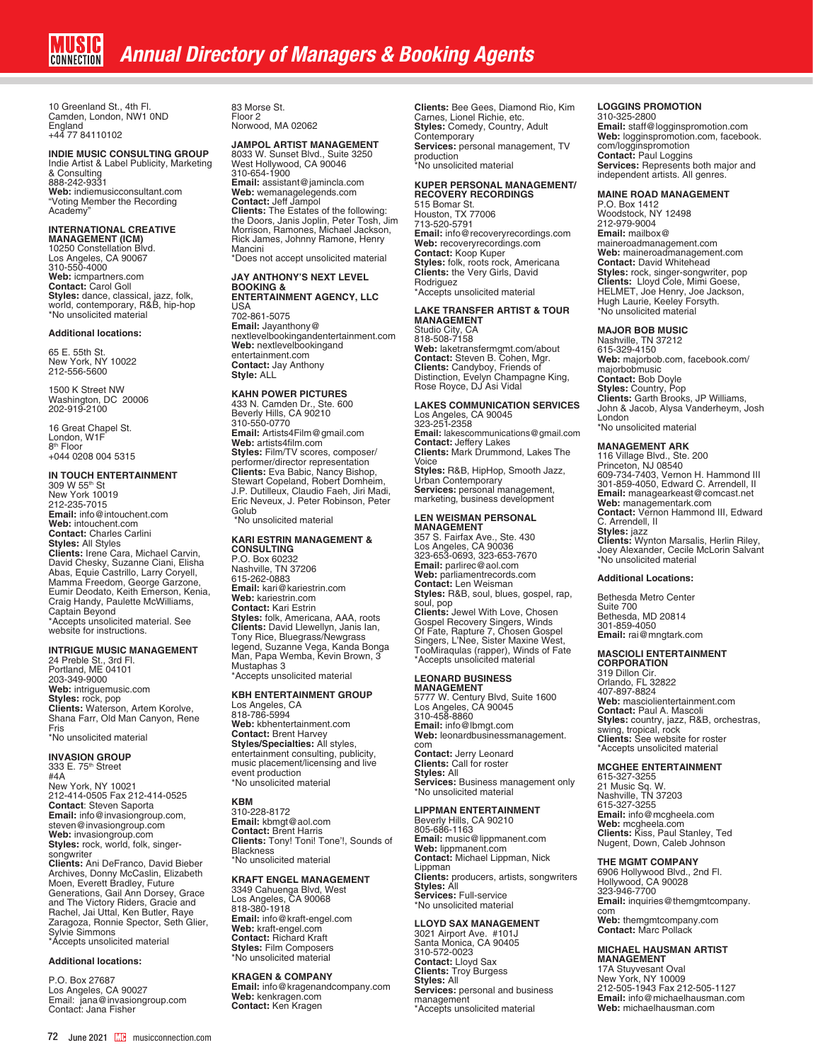10 Greenland St., 4th Fl.
Camden, London, NW1 0ND
England
+44 77 84110102

### INDIE MUSIC CONSULTING GROUP

Indie Artist & Label Publicity, Marketing & Consulting
888-242-9331
**Web:** indiemusicconsultant.com
"Voting Member the Recording Academy"

### INTERNATIONAL CREATIVE MANAGEMENT (ICM)

10250 Constellation Blvd.
Los Angeles, CA 90067
310-550-4000
**Web:** icmpartners.com
**Contact:** Carol Goll
**Styles:** dance, classical, jazz, folk, world, contemporary, R&B, hip-hop
*No unsolicited material

**Additional locations:**

65 E. 55th St.
New York, NY 10022
212-556-5600

1500 K Street NW
Washington, DC 20006
202-919-2100

16 Great Chapel St.
London, W1F
8th Floor
+044 0208 004 5315

### IN TOUCH ENTERTAINMENT

309 W 55th St
New York 10019
212-235-7015
**Email:** info@intouchent.com
**Web:** intouchent.com
**Contact:** Charles Carlini
**Styles:** All Styles
**Clients:** Irene Cara, Michael Carvin, David Chesky, Suzanne Ciani, Elisha Abas, Equie Castrillo, Larry Coryell, Mamma Freedom, George Garzone, Eumir Deodato, Keith Emerson, Kenia, Craig Handy, Paulette McWilliams, Captain Beyond
*Accepts unsolicited material. See website for instructions.

### INTRIGUE MUSIC MANAGEMENT

24 Preble St., 3rd Fl.
Portland, ME 04101
203-349-9000
**Web:** intriguemusic.com
**Styles:** rock, pop
**Clients:** Waterson, Artem Korolve, Shana Farr, Old Man Canyon, Rene Fris
*No unsolicited material

### INVASION GROUP

333 E. 75th Street
#4A
New York, NY 10021
212-414-0505 Fax 212-414-0525
**Contact**: Steven Saporta
**Email:** info@invasiongroup.com, steven@invasiongroup.com
**Web:** invasiongroup.com
**Styles:** rock, world, folk, singer-songwriter
**Clients:** Ani DeFranco, David Bieber Archives, Donny McCaslin, Elizabeth Moen, Everett Bradley, Future Generations, Gail Ann Dorsey, Grace and The Victory Riders, Gracie and Rachel, Jai Uttal, Ken Butler, Raye Zaragoza, Ronnie Spector, Seth Glier, Sylvie Simmons
*Accepts unsolicited material

**Additional locations:**

P.O. Box 27687
Los Angeles, CA 90027
Email: jana@invasiongroup.com
Contact: Jana Fisher

83 Morse St.
Floor 2
Norwood, MA 02062

### JAMPOL ARTIST MANAGEMENT

8033 W. Sunset Blvd., Suite 3250
West Hollywood, CA 90046
310-654-1900
**Email:** assistant@jamincla.com
**Web:** wemanagelegends.com
**Contact:** Jeff Jampol
**Clients:** The Estates of the following: the Doors, Janis Joplin, Peter Tosh, Jim Morrison, Ramones, Michael Jackson, Rick James, Johnny Ramone, Henry Mancini
*Does not accept unsolicited material

### JAY ANTHONY'S NEXT LEVEL BOOKING & ENTERTAINMENT AGENCY, LLC

USA
702-861-5075
**Email:** Jayanthony@nextlevelbookingandentertainment.com
**Web:** nextlevelbookingand entertainment.com
**Contact:** Jay Anthony
**Style:** ALL

### KAHN POWER PICTURES

433 N. Camden Dr., Ste. 600
Beverly Hills, CA 90210
310-550-0770
**Email:** Artists4Film@gmail.com
**Web:** artists4film.com
**Styles:** Film/TV scores, composer/performer/director representation
**Clients:** Eva Babic, Nancy Bishop, Stewart Copeland, Robert Domheim, J.P. Dutilleux, Claudio Faeh, Jiri Madi, Eric Neveux, J. Peter Robinson, Peter Golub
*No unsolicited material

### KARI ESTRIN MANAGEMENT & CONSULTING

P.O. Box 60232
Nashville, TN 37206
615-262-0883
**Email:** kari@kariestrin.com
**Web:** kariestrin.com
**Contact:** Kari Estrin
**Styles:** folk, Americana, AAA, roots
**Clients:** David Llewellyn, Janis Ian, Tony Rice, Bluegrass/Newgrass legend, Suzanne Vega, Kanda Bonga Man, Papa Wemba, Kevin Brown, 3 Mustaphas 3
*Accepts unsolicited material

### KBH ENTERTAINMENT GROUP

Los Angeles, CA
818-786-5994
**Web:** kbhentertainment.com
**Contact:** Brent Harvey
**Styles/Specialties:** All styles, entertainment consulting, publicity, music placement/licensing and live event production
*No unsolicited material

### KBM

310-228-8172
**Email:** kbmgt@aol.com
**Contact:** Brent Harris
**Clients:** Tony! Toni! Tone'!, Sounds of Blackness
*No unsolicited material

### KRAFT ENGEL MANAGEMENT

3349 Cahuenga Blvd, West
Los Angeles, CA 90068
818-380-1918
**Email:** info@kraft-engel.com
**Web:** kraft-engel.com
**Contact:** Richard Kraft
**Styles:** Film Composers
*No unsolicited material

### KRAGEN & COMPANY

**Email:** info@kragenandcompany.com
**Web:** kenkragen.com
**Contact:** Ken Kragen
**Clients:** Bee Gees, Diamond Rio, Kim Carnes, Lionel Richie, etc.
**Styles:** Comedy, Country, Adult Contemporary
**Services:** personal management, TV production
*No unsolicited material

### KUPER PERSONAL MANAGEMENT/ RECOVERY RECORDINGS

515 Bomar St.
Houston, TX 77006
713-520-5791
**Email:** info@recoveryrecordings.com
**Web:** recoveryrecordings.com
**Contact:** Koop Kuper
**Styles:** folk, roots rock, Americana
**Clients:** the Very Girls, David Rodriguez
*Accepts unsolicited material

### LAKE TRANSFER ARTIST & TOUR MANAGEMENT

Studio City, CA
818-508-7158
**Web:** laketransfermgmt.com/about
**Contact:** Steven B. Cohen, Mgr.
**Clients:** Candyboy, Friends of Distinction, Evelyn Champagne King, Rose Royce, DJ Asi Vidal

### LAKES COMMUNICATION SERVICES

Los Angeles, CA 90045
323-251-2358
**Email:** lakescommunications@gmail.com
**Contact:** Jeffery Lakes
**Clients:** Mark Drummond, Lakes The Voice
**Styles:** R&B, HipHop, Smooth Jazz, Urban Contemporary
**Services:** personal management, marketing, business development

### LEN WEISMAN PERSONAL MANAGEMENT

357 S. Fairfax Ave., Ste. 430
Los Angeles, CA 90036
323-653-0693, 323-653-7670
**Email:** parlirec@aol.com
**Web:** parliamentrecords.com
**Contact:** Len Weisman
**Styles:** R&B, soul, blues, gospel, rap, soul, pop
**Clients:** Jewel With Love, Chosen Gospel Recovery Singers, Winds Of Fate, Rapture 7, Chosen Gospel Singers, L'Nee, Sister Maxine West, TooMiraqulas (rapper), Winds of Fate
*Accepts unsolicited material

### LEONARD BUSINESS MANAGEMENT

5777 W. Century Blvd, Suite 1600
Los Angeles, CA 90045
310-458-8860
**Email:** info@lbmgt.com
**Web:** leonardbusinessmanagement.com
**Contact:** Jerry Leonard
**Clients:** Call for roster
**Styles:** All
**Services:** Business management only
*No unsolicited material

### LIPPMAN ENTERTAINMENT

Beverly Hills, CA 90210
805-686-1163
**Email:** music@lippmanent.com
**Web:** lippmanent.com
**Contact:** Michael Lippman, Nick Lippman
**Clients:** producers, artists, songwriters
**Styles:** All
**Services:** Full-service
*No unsolicited material

### LLOYD SAX MANAGEMENT

3021 Airport Ave. #101J
Santa Monica, CA 90405
310-572-0023
**Contact:** Lloyd Sax
**Clients:** Troy Burgess
**Styles:** All
**Services:** personal and business management
*Accepts unsolicited material

### LOGGINS PROMOTION

310-325-2800
**Email:** staff@logginspromotion.com
**Web:** logginspromotion.com, facebook.com/logginspromotion
**Contact:** Paul Loggins
**Services:** Represents both major and independent artists. All genres.

### MAINE ROAD MANAGEMENT

P.O. Box 1412
Woodstock, NY 12498
212-979-9004
**Email:** mailbox@maineroadmanagement.com
**Web:** maineroadmanagement.com
**Contact:** David Whitehead
**Styles:** rock, singer-songwriter, pop
**Clients:** Lloyd Cole, Mimi Goese, HELMET, Joe Henry, Joe Jackson, Hugh Laurie, Keeley Forsyth.
*No unsolicited material

### MAJOR BOB MUSIC

Nashville, TN 37212
615-329-4150
**Web:** majorbob.com, facebook.com/majorbobmusic
**Contact:** Bob Doyle
**Styles:** Country, Pop
**Clients:** Garth Brooks, JP Williams, John & Jacob, Alysa Vanderheym, Josh London
*No unsolicited material

### MANAGEMENT ARK

116 Village Blvd., Ste. 200
Princeton, NJ 08540
609-734-7403, Vernon H. Hammond III
301-859-4050, Edward C. Arrendell, II
**Email:** managearkeast@comcast.net
**Web:** managementark.com
**Contact:** Vernon Hammond III, Edward C. Arrendell, II
**Styles:** jazz
**Clients:** Wynton Marsalis, Herlin Riley, Joey Alexander, Cecile McLorin Salvant
*No unsolicited material

**Additional Locations:**

Bethesda Metro Center
Suite 700
Bethesda, MD 20814
301-859-4050
**Email:** rai@mngtark.com

### MASCIOLI ENTERTAINMENT CORPORATION

319 Dillon Cir.
Orlando, FL 32822
407-897-8824
**Web:** masciolientertainment.com
**Contact:** Paul A. Mascoli
**Styles:** country, jazz, R&B, orchestras, swing, tropical, rock
**Clients:** See website for roster
*Accepts unsolicited material

### MCGHEE ENTERTAINMENT

615-327-3255
21 Music Sq. W.
Nashville, TN 37203
615-327-3255
**Email:** info@mcgheela.com
**Web:** mcgheela.com
**Clients:** Kiss, Paul Stanley, Ted Nugent, Down, Caleb Johnson

### THE MGMT COMPANY

6906 Hollywood Blvd., 2nd Fl.
Hollywood, CA 90028
323-946-7700
**Email:** inquiries@themgmtcompany.com
**Web:** themgmtcompany.com
**Contact:** Marc Pollack

### MICHAEL HAUSMAN ARTIST MANAGEMENT

17A Stuyvesant Oval
New York, NY 10009
212-505-1943 Fax 212-505-1127
**Email:** info@michaelhausman.com
**Web:** michaelhausman.com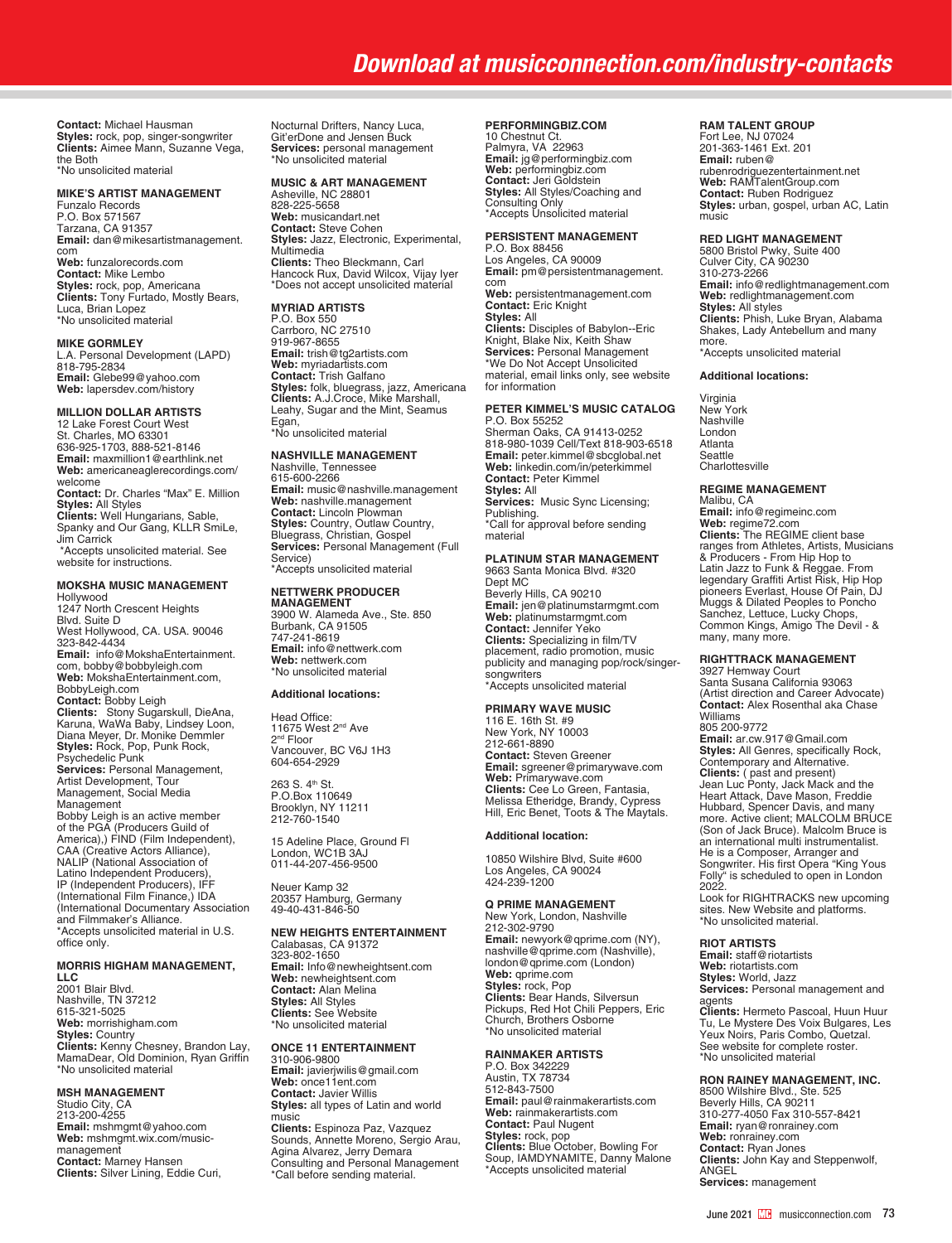**Contact:** Michael Hausman
**Styles:** rock, pop, singer-songwriter
**Clients:** Aimee Mann, Suzanne Vega, the Both
*No unsolicited material

**MIKE'S ARTIST MANAGEMENT**
Funzalo Records
P.O. Box 571567
Tarzana, CA 91357
**Email:** dan@mikesartistmanagement.com
**Web:** funzalorecords.com
**Contact:** Mike Lembo
**Styles:** rock, pop, Americana
**Clients:** Tony Furtado, Mostly Bears, Luca, Brian Lopez
*No unsolicited material

**MIKE GORMLEY**
L.A. Personal Development (LAPD)
818-795-2834
**Email:** Glebe99@yahoo.com
**Web:** lapersdev.com/history

**MILLION DOLLAR ARTISTS**
12 Lake Forest Court West
St. Charles, MO 63301
636-925-1703, 888-521-8146
**Email:** maxmillion1@earthlink.net
**Web:** americaneaglerecordings.com/welcome
**Contact:** Dr. Charles "Max" E. Million
**Styles:** All Styles
**Clients:** Well Hungarians, Sable, Spanky and Our Gang, KLLR SmiLe, Jim Carrick
*Accepts unsolicited material. See website for instructions.

**MOKSHA MUSIC MANAGEMENT**
Hollywood
1247 North Crescent Heights Blvd. Suite D
West Hollywood, CA. USA. 90046
323-842-4434
**Email:** info@MokshaEntertainment.com, bobby@bobbyleigh.com
**Web:** MokshaEntertainment.com, BobbyLeigh.com
**Contact:** Bobby Leigh
**Clients:** Stony Sugarskull, DieAna, Karuna, WaWa Baby, Lindsey Loon, Diana Meyer, Dr. Monike Demmler
**Styles:** Rock, Pop, Punk Rock, Psychedelic Punk
**Services:** Personal Management, Artist Development, Tour Management, Social Media Management
Bobby Leigh is an active member of the PGA (Producers Guild of America),) FIND (Film Independent), CAA (Creative Actors Alliance), NALIP (National Association of Latino Independent Producers), IP (Independent Producers), IFF (International Film Finance,) IDA (International Documentary Association and Filmmaker's Alliance.
*Accepts unsolicited material in U.S. office only.

**MORRIS HIGHAM MANAGEMENT, LLC**
2001 Blair Blvd.
Nashville, TN 37212
615-321-5025
**Web:** morrishigham.com
**Styles:** Country
**Clients:** Kenny Chesney, Brandon Lay, MamaDear, Old Dominion, Ryan Griffin
*No unsolicited material

**MSH MANAGEMENT**
Studio City, CA
213-200-4255
**Email:** mshmgmt@yahoo.com
**Web:** mshmgmt.wix.com/music-management
**Contact:** Marney Hansen
**Clients:** Silver Lining, Eddie Curi, Nocturnal Drifters, Nancy Luca, Git'erDone and Jensen Buck
**Services:** personal management
*No unsolicited material

**MUSIC & ART MANAGEMENT**
Asheville, NC 28801
828-225-5658
**Web:** musicandart.net
**Contact:** Steve Cohen
**Styles:** Jazz, Electronic, Experimental, Multimedia
**Clients:** Theo Bleckmann, Carl Hancock Rux, David Wilcox, Vijay Iyer
*Does not accept unsolicited material

**MYRIAD ARTISTS**
P.O. Box 550
Carrboro, NC 27510
919-967-8655
**Email:** trish@tg2artists.com
**Web:** myriadartists.com
**Contact:** Trish Galfano
**Styles:** folk, bluegrass, jazz, Americana
**Clients:** A.J.Croce, Mike Marshall, Leahy, Sugar and the Mint, Seamus Egan,
*No unsolicited material

**NASHVILLE MANAGEMENT**
Nashville, Tennessee
615-600-2266
**Email:** music@nashville.management
**Web:** nashville.management
**Contact:** Lincoln Plowman
**Styles:** Country, Outlaw Country, Bluegrass, Christian, Gospel
**Services:** Personal Management (Full Service)
*Accepts unsolicited material

**NETTWERK PRODUCER MANAGEMENT**
3900 W. Alameda Ave., Ste. 850
Burbank, CA 91505
747-241-8619
**Email:** info@nettwerk.com
**Web:** nettwerk.com
*No unsolicited material

**Additional locations:**

Head Office:
11675 West 2nd Ave
2nd Floor
Vancouver, BC V6J 1H3
604-654-2929

263 S. 4th St.
P.O.Box 110649
Brooklyn, NY 11211
212-760-1540

15 Adeline Place, Ground Fl
London, WC1B 3AJ
011-44-207-456-9500

Neuer Kamp 32
20357 Hamburg, Germany
49-40-431-846-50

**NEW HEIGHTS ENTERTAINMENT**
Calabasas, CA 91372
323-802-1650
**Email:** Info@newheightsent.com
**Web:** newheightsent.com
**Contact:** Alan Melina
**Styles:** All Styles
**Clients:** See Website
*No unsolicited material

**ONCE 11 ENTERTAINMENT**
310-906-9800
**Email:** javierjwilis@gmail.com
**Web:** once11ent.com
**Contact:** Javier Willis
**Styles:** all types of Latin and world music
**Clients:** Espinoza Paz, Vazquez Sounds, Annette Moreno, Sergio Arau, Agina Alvarez, Jerry Demara
Consulting and Personal Management
*Call before sending material.

**PERFORMINGBIZ.COM**
10 Chestnut Ct.
Palmyra, VA 22963
**Email:** jg@performingbiz.com
**Web:** performingbiz.com
**Contact:** Jeri Goldstein
**Styles:** All Styles/Coaching and Consulting Only
*Accepts Unsolicited material

**PERSISTENT MANAGEMENT**
P.O. Box 88456
Los Angeles, CA 90009
**Email:** pm@persistentmanagement.com
**Web:** persistentmanagement.com
**Contact:** Eric Knight
**Styles:** All
**Clients:** Disciples of Babylon--Eric Knight, Blake Nix, Keith Shaw
**Services:** Personal Management
*We Do Not Accept Unsolicited material, email links only, see website for information

**PETER KIMMEL'S MUSIC CATALOG**
P.O. Box 55252
Sherman Oaks, CA 91413-0252
818-980-1039 Cell/Text 818-903-6518
**Email:** peter.kimmel@sbcglobal.net
**Web:** linkedin.com/in/peterkimmel
**Contact:** Peter Kimmel
**Styles:** All
**Services:** Music Sync Licensing; Publishing.
*Call for approval before sending material

**PLATINUM STAR MANAGEMENT**
9663 Santa Monica Blvd. #320
Dept MC
Beverly Hills, CA 90210
**Email:** jen@platinumstarmgmt.com
**Web:** platinumstarmgmt.com
**Contact:** Jennifer Yeko
**Clients:** Specializing in film/TV placement, radio promotion, music publicity and managing pop/rock/singer-songwriters
*Accepts unsolicited material

**PRIMARY WAVE MUSIC**
116 E. 16th St. #9
New York, NY 10003
212-661-8890
**Contact:** Steven Greener
**Email:** sgreener@primarywave.com
**Web:** Primarywave.com
**Clients:** Cee Lo Green, Fantasia, Melissa Etheridge, Brandy, Cypress Hill, Eric Benet, Toots & The Maytals.

**Additional location:**

10850 Wilshire Blvd, Suite #600
Los Angeles, CA 90024
424-239-1200

**Q PRIME MANAGEMENT**
New York, London, Nashville
212-302-9790
**Email:** newyork@qprime.com (NY), nashville@qprime.com (Nashville), london@qprime.com (London)
**Web:** qprime.com
**Styles:** rock, Pop
**Clients:** Bear Hands, Silversun Pickups, Red Hot Chili Peppers, Eric Church, Brothers Osborne
*No unsolicited material

**RAINMAKER ARTISTS**
P.O. Box 342229
Austin, TX 78734
512-843-7500
**Email:** paul@rainmakerartists.com
**Web:** rainmakerartists.com
**Contact:** Paul Nugent
**Styles:** rock, pop
**Clients:** Blue October, Bowling For Soup, IAMDYNAMITE, Danny Malone
*Accepts unsolicited material

**RAM TALENT GROUP**
Fort Lee, NJ 07024
201-363-1461 Ext. 201
**Email:** ruben@rubenrodriguezentertainment.net
**Web:** RAMTalentGroup.com
**Contact:** Ruben Rodriguez
**Styles:** urban, gospel, urban AC, Latin music

**RED LIGHT MANAGEMENT**
5800 Bristol Pkwy, Suite 400
Culver City, CA 90230
310-273-2266
**Email:** info@redlightmanagement.com
**Web:** redlightmanagement.com
**Styles:** All styles
**Clients:** Phish, Luke Bryan, Alabama Shakes, Lady Antebellum and many more.
*Accepts unsolicited material

**Additional locations:**

Virginia
New York
Nashville
London
Atlanta
Seattle
Charlottesville

**REGIME MANAGEMENT**
Malibu, CA
**Email:** info@regimeinc.com
**Web:** regime72.com
**Clients:** The REGIME client base ranges from Athletes, Artists, Musicians & Producers - From Hip Hop to Latin Jazz to Funk & Reggae. From legendary Graffiti Artist Risk, Hip Hop pioneers Everlast, House Of Pain, DJ Muggs & Dilated Peoples to Poncho Sanchez, Lettuce, Lucky Chops, Common Kings, Amigo The Devil - & many, many more.

**RIGHTTRACK MANAGEMENT**
3927 Hemway Court
Santa Susana California 93063
(Artist direction and Career Advocate)
**Contact:** Alex Rosenthal aka Chase Williams
805 200-9772
**Email:** ar.cw.917@Gmail.com
**Styles:** All Genres, specifically Rock, Contemporary and Alternative.
**Clients:** ( past and present)
Jean Luc Ponty, Jack Mack and the Heart Attack, Dave Mason, Freddie Hubbard, Spencer Davis, and many more. Active client; MALCOLM BRUCE (Son of Jack Bruce). Malcolm Bruce is an international multi instrumentalist. He is a Composer, Arranger and Songwriter. His first Opera "King Yous Folly" is scheduled to open in London 2022.
Look for RIGHTRACKS new upcoming sites. New Website and platforms.
*No unsolicited material.

**RIOT ARTISTS**
**Email:** staff@riotartists
**Web:** riotartists.com
**Styles:** World, Jazz
**Services:** Personal management and agents
**Clients:** Hermeto Pascoal, Huun Huur Tu, Le Mystere Des Voix Bulgares, Les Yeux Noirs, Paris Combo, Quetzal. See website for complete roster.
*No unsolicited material

**RON RAINEY MANAGEMENT, INC.**
8500 Wilshire Blvd., Ste. 525
Beverly Hills, CA 90211
310-277-4050 Fax 310-557-8421
**Email:** ryan@ronrainey.com
**Web:** ronrainey.com
**Contact:** Ryan Jones
**Clients:** John Kay and Steppenwolf, ANGEL
**Services:** management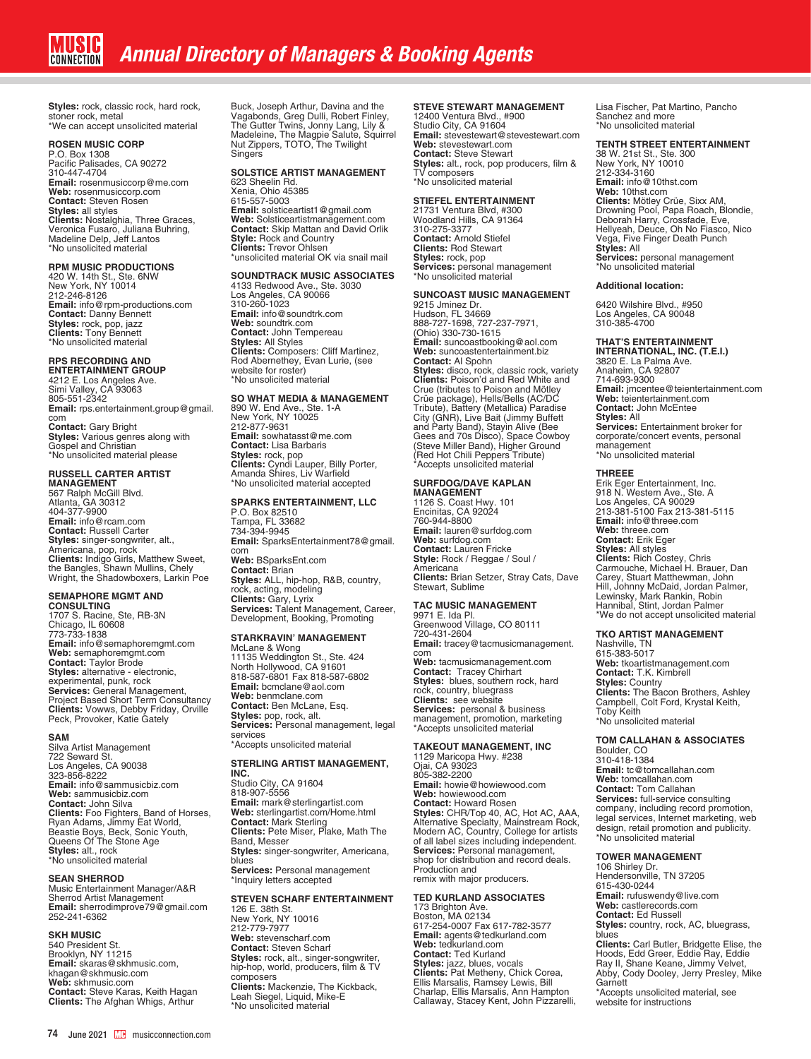**Styles:** rock, classic rock, hard rock, stoner rock, metal
*We can accept unsolicited material

### ROSEN MUSIC CORP
P.O. Box 1308
Pacific Palisades, CA 90272
310-447-4704
**Email:** rosenmusiccorp@me.com
**Web:** rosenmusiccorp.com
**Contact:** Steven Rosen
**Styles:** all styles
**Clients:** Nostalghia, Three Graces, Veronica Fusaro, Juliana Buhring, Madeline Delp, Jeff Lantos
*No unsolicited material

### RPM MUSIC PRODUCTIONS
420 W. 14th St., Ste. 6NW
New York, NY 10014
212-246-8126
**Email:** info@rpm-productions.com
**Contact:** Danny Bennett
**Styles:** rock, pop, jazz
**Clients:** Tony Bennett
*No unsolicited material

### RPS RECORDING AND ENTERTAINMENT GROUP
4212 E. Los Angeles Ave.
Simi Valley, CA 93063
805-551-2342
**Email:** rps.entertainment.group@gmail.com
**Contact:** Gary Bright
**Styles:** Various genres along with Gospel and Christian
*No unsolicited material please

### RUSSELL CARTER ARTIST MANAGEMENT
567 Ralph McGill Blvd.
Atlanta, GA 30312
404-377-9900
**Email:** info@rcam.com
**Contact:** Russell Carter
**Styles:** singer-songwriter, alt., Americana, pop, rock
**Clients:** Indigo Girls, Matthew Sweet, the Bangles, Shawn Mullins, Chely Wright, the Shadowboxers, Larkin Poe

### SEMAPHORE MGMT AND CONSULTING
1707 S. Racine, Ste, RB-3N
Chicago, IL 60608
773-733-1838
**Email:** info@semaphoremgmt.com
**Web:** semaphoremgmt.com
**Contact:** Taylor Brode
**Styles:** alternative - electronic, experimental, punk, rock
**Services:** General Management, Project Based Short Term Consultancy
**Clients:** Vowws, Debby Friday, Orville Peck, Provoker, Katie Gately

### SAM
Silva Artist Management
722 Seward St.
Los Angeles, CA 90038
323-856-8222
**Email:** info@sammusicbiz.com
**Web:** sammusicbiz.com
**Contact:** John Silva
**Clients:** Foo Fighters, Band of Horses, Ryan Adams, Jimmy Eat World, Beastie Boys, Beck, Sonic Youth, Queens Of The Stone Age
**Styles:** alt., rock
*No unsolicited material

### SEAN SHERROD
Music Entertainment Manager/A&R
Sherrod Artist Management
**Email:** sherrodimprove79@gmail.com
252-241-6362

### SKH MUSIC
540 President St.
Brooklyn, NY 11215
**Email:** skaras@skhmusic.com, khagan@skhmusic.com
**Web:** skhmusic.com
**Contact:** Steve Karas, Keith Hagan
**Clients:** The Afghan Whigs, Arthur Buck, Joseph Arthur, Davina and the Vagabonds, Greg Dulli, Robert Finley, The Gutter Twins, Jonny Lang, Lily & Madeleine, The Magpie Salute, Squirrel Nut Zippers, TOTO, The Twilight Singers

### SOLSTICE ARTIST MANAGEMENT
623 Sheelin Rd.
Xenia, Ohio 45385
615-557-5003
**Email:** solsticeartist1@gmail.com
**Web:** Solsticeartistmanagement.com
**Contact:** Skip Mattan and David Orlik
**Style:** Rock and Country
**Clients:** Trevor Ohlsen
*unsolicited material OK via snail mail

### SOUNDTRACK MUSIC ASSOCIATES
4133 Redwood Ave., Ste. 3030
Los Angeles, CA 90066
310-260-1023
**Email:** info@soundtrk.com
**Web:** soundtrk.com
**Contact:** John Tempereau
**Styles:** All Styles
**Clients:** Composers: Cliff Martinez, Rod Abernethey, Evan Lurie, (see website for roster)
*No unsolicited material

### SO WHAT MEDIA & MANAGEMENT
890 W. End Ave., Ste. 1-A
New York, NY 10025
212-877-9631
**Email:** sowhatasst@me.com
**Contact:** Lisa Barbaris
**Styles:** rock, pop
**Clients:** Cyndi Lauper, Billy Porter, Amanda Shires, Liv Warfield
*No unsolicited material accepted

### SPARKS ENTERTAINMENT, LLC
P.O. Box 82510
Tampa, FL 33682
734-394-9945
**Email:** SparksEntertainment78@gmail.com
**Web:** BSparksEnt.com
**Contact:** Brian
**Styles:** ALL, hip-hop, R&B, country, rock, acting, modeling
**Clients:** Gary, Lyrix
**Services:** Talent Management, Career, Development, Booking, Promoting

### STARKRAVIN' MANAGEMENT
McLane & Wong
11135 Weddington St., Ste. 424
North Hollywood, CA 91601
818-587-6801 Fax 818-587-6802
**Email:** bcmclane@aol.com
**Web:** benmclane.com
**Contact:** Ben McLane, Esq.
**Styles:** pop, rock, alt.
**Services:** Personal management, legal services
*Accepts unsolicited material

### STERLING ARTIST MANAGEMENT, INC.
Studio City, CA 91604
818-907-5556
**Email:** mark@sterlingartist.com
**Web:** sterlingartist.com/Home.html
**Contact:** Mark Sterling
**Clients:** Pete Miser, Plake, Math The Band, Messer
**Styles:** singer-songwriter, Americana, blues
**Services:** Personal management
*Inquiry letters accepted

### STEVEN SCHARF ENTERTAINMENT
126 E. 38th St.
New York, NY 10016
212-779-7977
**Web:** stevenscharf.com
**Contact:** Steven Scharf
**Styles:** rock, alt., singer-songwriter, hip-hop, world, producers, film & TV composers
**Clients:** Mackenzie, The Kickback, Leah Siegel, Liquid, Mike-E
*No unsolicited material

### STEVE STEWART MANAGEMENT
12400 Ventura Blvd., #900
Studio City, CA 91604
**Email:** stevestewart@stevestewart.com
**Web:** stevestewart.com
**Contact:** Steve Stewart
**Styles:** alt., rock, pop producers, film & TV composers
*No unsolicited material

### STIEFEL ENTERTAINMENT
21731 Ventura Blvd, #300
Woodland Hills, CA 91364
310-275-3377
**Contact:** Arnold Stiefel
**Clients:** Rod Stewart
**Styles:** rock, pop
**Services:** personal management
*No unsolicited material

### SUNCOAST MUSIC MANAGEMENT
9215 Jminez Dr.
Hudson, FL 34669
888-727-1698, 727-237-7971, (Ohio) 330-730-1615
**Email:** suncoastbooking@aol.com
**Web:** suncoastentertainment.biz
**Contact:** Al Spohn
**Styles:** disco, rock, classic rock, variety
**Clients:** Poison'd and Red White and Crue (tributes to Poison and Mötley Crüe package), Hells/Bells (AC/DC Tribute), Battery (Metallica) Paradise City (GNR), Live Bait (Jimmy Buffett and Party Band), Stayin Alive (Bee Gees and 70s Disco), Space Cowboy (Steve Miller Band), Higher Ground (Red Hot Chili Peppers Tribute)
*Accepts unsolicited material

### SURFDOG/DAVE KAPLAN MANAGEMENT
1126 S. Coast Hwy. 101
Encinitas, CA 92024
760-944-8800
**Email:** lauren@surfdog.com
**Web:** surfdog.com
**Contact:** Lauren Fricke
**Style:** Rock / Reggae / Soul / Americana
**Clients:** Brian Setzer, Stray Cats, Dave Stewart, Sublime

### TAC MUSIC MANAGEMENT
9971 E. Ida Pl.
Greenwood Village, CO 80111
720-431-2604
**Email:** tracey@tacmusicmanagement.com
**Web:** tacmusicmanagement.com
**Contact:** Tracey Chirhart
**Styles:** blues, southern rock, hard rock, country, bluegrass
**Clients:** see website
**Services:** personal & business management, promotion, marketing
*Accepts unsolicited material

### TAKEOUT MANAGEMENT, INC
1129 Maricopa Hwy. #238
Ojai, CA 93023
805-382-2200
**Email:** howie@howiewood.com
**Web:** howiewood.com
**Contact:** Howard Rosen
**Styles:** CHR/Top 40, AC, Hot AC, AAA, Alternative Specialty, Mainstream Rock, Modern AC, Country, College for artists of all label sizes including independent.
**Services:** Personal management, shop for distribution and record deals. Production and remix with major producers.

### TED KURLAND ASSOCIATES
173 Brighton Ave.
Boston, MA 02134
617-254-0007 Fax 617-782-3577
**Email:** agents@tedkurland.com
**Web:** tedkurland.com
**Contact:** Ted Kurland
**Styles:** jazz, blues, vocals
**Clients:** Pat Metheny, Chick Corea, Ellis Marsalis, Ramsey Lewis, Bill Charlap, Ellis Marsalis, Ann Hampton Callaway, Stacey Kent, John Pizzarelli, Lisa Fischer, Pat Martino, Pancho Sanchez and more
*No unsolicited material

### TENTH STREET ENTERTAINMENT
38 W. 21st St., Ste. 300
New York, NY 10010
212-334-3160
**Email:** info@10thst.com
**Web:** 10thst.com
**Clients:** Mötley Crüe, Sixx AM, Drowning Pool, Papa Roach, Blondie, Deborah Harry, Crossfade, Eve, Hellyeah, Deuce, Oh No Fiasco, Nico Vega, Five Finger Death Punch
**Styles:** All
**Services:** personal management
*No unsolicited material

**Additional location:**

6420 Wilshire Blvd., #950
Los Angeles, CA 90048
310-385-4700

### THAT'S ENTERTAINMENT INTERNATIONAL, INC. (T.E.I.)
3820 E. La Palma Ave.
Anaheim, CA 92807
714-693-9300
**Email:** jmcentee@teientertainment.com
**Web:** teientertainment.com
**Contact:** John McEntee
**Styles:** All
**Services:** Entertainment broker for corporate/concert events, personal management
*No unsolicited material

### THREEE
Erik Eger Entertainment, Inc.
918 N. Western Ave., Ste. A
Los Angeles, CA 90029
213-381-5100 Fax 213-381-5115
**Email:** info@threee.com
**Web:** threee.com
**Contact:** Erik Eger
**Styles:** All styles
**Clients:** Rich Costey, Chris Carmouche, Michael H. Brauer, Dan Carey, Stuart Matthewman, John Hill, Johnny McDaid, Jordan Palmer, Lewinsky, Mark Rankin, Robin Hannibal, Stint, Jordan Palmer
*We do not accept unsolicited material

### TKO ARTIST MANAGEMENT
Nashville, TN
615-383-5017
**Web:** tkoartistmanagement.com
**Contact:** T.K. Kimbrell
**Styles:** Country
**Clients:** The Bacon Brothers, Ashley Campbell, Colt Ford, Krystal Keith, Toby Keith
*No unsolicited material

### TOM CALLAHAN & ASSOCIATES
Boulder, CO
310-418-1384
**Email:** tc@tomcallahan.com
**Web:** tomcallahan.com
**Contact:** Tom Callahan
**Services:** full-service consulting company, including record promotion, legal services, Internet marketing, web design, retail promotion and publicity.
*No unsolicited material

### TOWER MANAGEMENT
106 Shirley Dr.
Hendersonville, TN 37205
615-430-0244
**Email:** rufuswendy@live.com
**Web:** castlerecords.com
**Contact:** Ed Russell
**Styles:** country, rock, AC, bluegrass, blues
**Clients:** Carl Butler, Bridgette Elise, the Hoods, Edd Greer, Eddie Ray, Eddie Ray II, Shane Keane, Jimmy Velvet, Abby, Cody Dooley, Jerry Presley, Mike Garnett
*Accepts unsolicited material, see website for instructions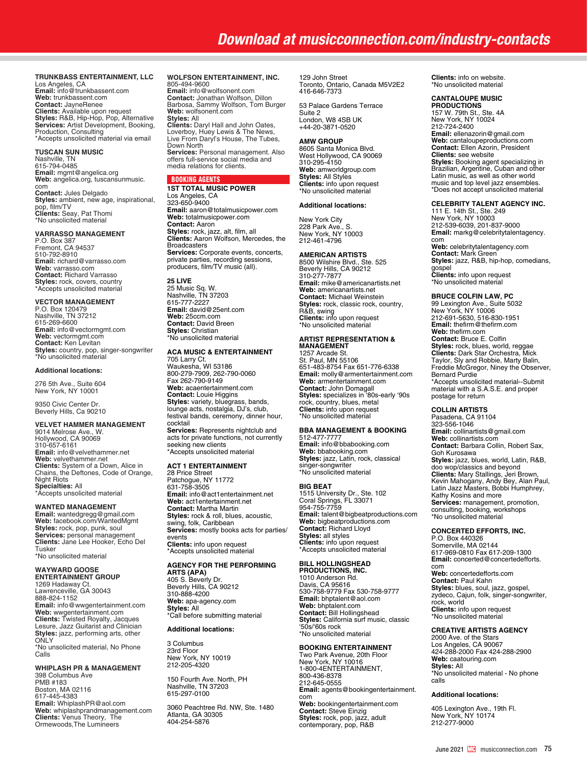**TRUNKBASS ENTERTAINMENT, LLC**
Los Angeles, CA
**Email:** info@trunkbassent.com
**Web:** trunkbassent.com
**Contact:** JayneRenee
**Clients:** Available upon request
**Styles:** R&B, Hip-Hop, Pop, Alternative
**Services:** Artist Development, Booking, Production, Consulting
*Accepts unsolicited material via email

**TUSCAN SUN MUSIC**
Nashville, TN
615-794-0485
**Email:** mgmt@angelica.org
**Web:** angelica.org, tuscansunmusic.com
**Contact:** Jules Delgado
**Styles:** ambient, new age, inspirational, pop, film/TV
**Clients:** Seay, Pat Thomi
*No unsolicited material

**VARRASSO MANAGEMENT**
P.O. Box 387
Fremont, CA 94537
510-792-8910
**Email:** richard@varrasso.com
**Web:** varrasso.com
**Contact:** Richard Varrasso
**Styles:** rock, covers, country
*Accepts unsolicited material

**VECTOR MANAGEMENT**
P.O. Box 120479
Nashville, TN 37212
615-269-6600
**Email:** info@vectormgmt.com
**Web:** vectormgmt.com
**Contact:** Ken Levitan
**Styles:** country, pop, singer-songwriter
*No unsolicited material

**Additional locations:**

276 5th Ave., Suite 604
New York, NY 10001

9350 Civic Center Dr.
Beverly Hills, Ca 90210

**VELVET HAMMER MANAGEMENT**
9014 Melrose Ave., W.
Hollywood, CA 90069
310-657-6161
**Email:** info@velvethammer.net
**Web:** velvethammer.net
**Clients:** System of a Down, Alice in Chains, the Deftones, Code of Orange, Night Riots
**Specialties:** All
*Accepts unsolicited material

**WANTED MANAGEMENT**
**Email:** wantedgregg@gmail.com
**Web:** facebook.com/WantedMgmt
**Styles:** rock, pop, punk, soul
**Services:** personal management
**Clients:** Jane Lee Hooker, Echo Del Tusker
*No unsolicited material

**WAYWARD GOOSE ENTERTAINMENT GROUP**
1269 Hadaway Ct.
Lawrenceville, GA 30043
888-824-1152
**Email:** info@wwgentertainment.com
**Web:** wwgentertainment.com
**Clients:** Twisted Royalty, Jacques Lesure, Jazz Guitarist and Clinician
**Styles:** jazz, performing arts, other ONLY
*No unsolicited material, No Phone Calls

**WHIPLASH PR & MANAGEMENT**
398 Columbus Ave
PMB #183
Boston, MA 02116
617-445-4383
**Email:** WhipIashPR@aol.com
**Web:** whiplashprandmanagement.com
**Clients:** Venus Theory, The Ormewoods,The Lumineers

**WOLFSON ENTERTAINMENT, INC.**
805-494-9600
**Email:** info@wolfsonent.com
**Contact:** Jonathan Wolfson, Dillon Barbosa, Sammy Wolfson, Tom Burger
**Web:** wolfsonent.com
**Styles:** All
**Clients:** Daryl Hall and John Oates, Loverboy, Huey Lewis & The News, Live From Daryl's House, The Tubes, Down North
**Services:** Personal management. Also offers full-service social media and media relations for clients.

## BOOKING AGENTS

**1ST TOTAL MUSIC POWER**
Los Angeles, CA
323-650-9400
**Email:** aaron@totalmusicpower.com
**Web:** totalmusicpower.com
**Contact:** Aaron
**Styles:** rock, jazz, alt, film, all
**Clients:** Aaron Wolfson, Mercedes, the Broadcasters
**Services:** Corporate events, concerts, private parties, recording sessions, producers, film/TV music (all).

**25 LIVE**
25 Music Sq. W.
Nashville, TN 37203
615-777-2227
**Email:** david@25ent.com
**Web:** 25ccm.com
**Contact:** David Breen
**Styles:** Christian
*No unsolicited material

**ACA MUSIC & ENTERTAINMENT**
705 Larry Ct.
Waukesha, WI 53186
800-279-7909, 262-790-0060
Fax 262-790-9149
**Web:** acaentertainment.com
**Contact:** Louie Higgins
**Styles:** variety, bluegrass, bands, lounge acts, nostalgia, DJ's, club, festival bands, ceremony, dinner hour, cocktail
**Services:** Represents nightclub and acts for private functions, not currently seeking new clients
*Accepts unsolicited material

**ACT 1 ENTERTAINMENT**
28 Price Street
Patchogue, NY 11772
631-758-3505
**Email:** info@act1entertainment.net
**Web:** act1entertainment.net
**Contact:** Martha Martin
**Styles:** rock & roll, blues, acoustic, swing, folk, Caribbean
**Services:** mostly books acts for parties/events
**Clients:** info upon request
*Accepts unsolicited material

**AGENCY FOR THE PERFORMING ARTS (APA)**
405 S. Beverly Dr.
Beverly Hills, CA 90212
310-888-4200
**Web:** apa-agency.com
**Styles:** All
*Call before submitting material

**Additional locations:**

3 Columbus
23rd Floor
New York, NY 10019
212-205-4320

150 Fourth Ave. North, PH
Nashville, TN 37203
615-297-0100

3060 Peachtree Rd. NW, Ste. 1480
Atlanta, GA 30305
404-254-5876

129 John Street
Toronto, Ontario, Canada M5V2E2
416-646-7373

53 Palace Gardens Terrace
Suite 2
London, W8 4SB UK
+44-20-3871-0520

**AMW GROUP**
8605 Santa Monica Blvd.
West Hollywood, CA 90069
310-295-4150
**Web:** amworldgroup.com
**Styles:** All Styles
**Clients:** info upon request
*No unsolicited material

**Additional locations:**

New York City
228 Park Ave., S.
New York, NY 10003
212-461-4796

**AMERICAN ARTISTS**
8500 Wilshire Blvd., Ste. 525
Beverly Hills, CA 90212
310-277-7877
**Email:** mike@americanartists.net
**Web:** americanartists.net
**Contact:** Michael Weinstein
**Styles:** rock, classic rock, country, R&B, swing
**Clients:** info upon request
*No unsolicited material

**ARTIST REPRESENTATION & MANAGEMENT**
1257 Arcade St.
St. Paul, MN 55106
651-483-8754 Fax 651-776-6338
**Email:** molly@armentertainment.com
**Web:** armentertainment.com
**Contact:** John Domagall
**Styles:** specializes in '80s-early '90s rock, country, blues, metal
**Clients:** info upon request
*No unsolicited material

**BBA MANAGEMENT & BOOKING**
512-477-7777
**Email:** info@bbabooking.com
**Web:** bbabooking.com
**Styles:** jazz, Latin, rock, classical singer-songwriter
*No unsolicited material

**BIG BEAT**
1515 University Dr., Ste. 102
Coral Springs, FL 33071
954-755-7759
**Email:** talent@bigbeatproductions.com
**Web:** bigbeatproductions.com
**Contact:** Richard Lloyd
**Styles:** all styles
**Clients:** info upon request
*Accepts unsolicited material

**BILL HOLLINGSHEAD PRODUCTIONS, INC.**
1010 Anderson Rd.
Davis, CA 95616
530-758-9779 Fax 530-758-9777
**Email:** bhptalent@aol.com
**Web:** bhptalent.com
**Contact:** Bill Hollingshead
**Styles:** California surf music, classic '50s/'60s rock
*No unsolicited material

**BOOKING ENTERTAINMENT**
Two Park Avenue, 20th Floor
New York, NY 10016
1-800-4ENTERTAINMENT,
800-436-8378
212-645-0555
**Email:** agents@bookingentertainment.com
**Web:** bookingentertainment.com
**Contact:** Steve Einzig
**Styles:** rock, pop, jazz, adult contemporary, pop, R&B

**Clients:** info on website.
*No unsolicited material

**CANTALOUPE MUSIC PRODUCTIONS**
157 W. 79th St., Ste. 4A
New York, NY 10024
212-724-2400
**Email:** ellenazorin@gmail.com
**Web:** cantaloupeproductions.com
**Contact:** Ellen Azorin, President
**Clients:** see website
**Styles:** Booking agent specializing in Brazilian, Argentine, Cuban and other Latin music, as well as other world music and top level jazz ensembles.
*Does not accept unsolicited material

**CELEBRITY TALENT AGENCY INC.**
111 E. 14th St., Ste. 249
New York, NY 10003
212-539-6039, 201-837-9000
**Email:** markg@celebritytalentagency.com
**Web:** celebritytalentagency.com
**Contact:** Mark Green
**Styles:** jazz, R&B, hip-hop, comedians, gospel
**Clients:** info upon request
*No unsolicited material

**BRUCE COLFIN LAW, PC**
99 Lexington Ave., Suite 5032
New York, NY 10006
212-691-5630, 516-830-1951
**Email:** thefirm@thefirm.com
**Web:** thefirm.com
**Contact:** Bruce E. Colfin
**Styles:** rock, blues, world, reggae
**Clients:** Dark Star Orchestra, Mick Taylor, Sly and Robbie, Marty Balin, Freddie McGregor, Niney the Observer, Bernard Purdie
*Accepts unsolicited material--Submit material with a S.A.S.E. and proper postage for return

**COLLIN ARTISTS**
Pasadena, CA 91104
323-556-1046
**Email:** collinartists@gmail.com
**Web:** collinartists.com
**Contact:** Barbara Collin, Robert Sax, Goh Kurosawa
**Styles:** jazz, blues, world, Latin, R&B, doo wop/classics and beyond
**Clients:** Mary Stallings, Jeri Brown, Kevin Mahogany, Andy Bey, Alan Paul, Latin Jazz Masters, Bobbi Humphrey, Kathy Kosins and more
**Services:** management, promotion, consulting, booking, workshops
*No unsolicited material

**CONCERTED EFFORTS, INC.**
P.O. Box 440326
Somerville, MA 02144
617-969-0810 Fax 617-209-1300
**Email:** concerted@concertedefforts.com
**Web:** concertedefforts.com
**Contact:** Paul Kahn
**Styles:** blues, soul, jazz, gospel, zydeco, Cajun, folk, singer-songwriter, rock, world
**Clients:** info upon request
*No unsolicited material

**CREATIVE ARTISTS AGENCY**
2000 Ave. of the Stars
Los Angeles, CA 90067
424-288-2000 Fax 424-288-2900
**Web:** caatouring.com
**Styles:** All
*No unsolicited material - No phone calls

**Additional locations:**

405 Lexington Ave., 19th Fl.
New York, NY 10174
212-277-9000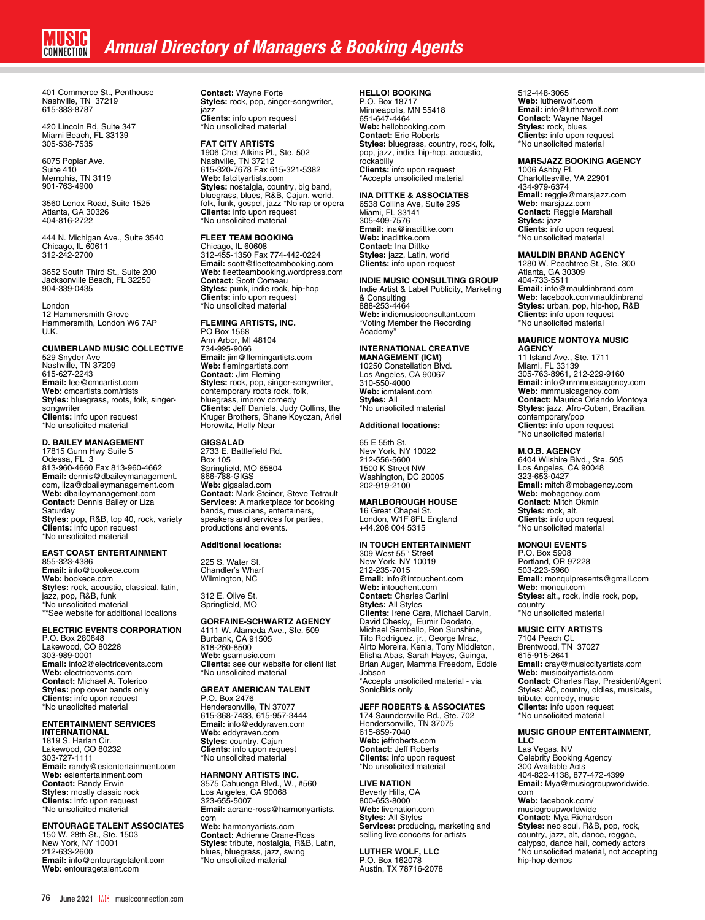401 Commerce St., Penthouse
Nashville, TN 37219
615-383-8787

420 Lincoln Rd, Suite 347
Miami Beach, FL 33139
305-538-7535

6075 Poplar Ave.
Suite 410
Memphis, TN 3119
901-763-4900

3560 Lenox Road, Suite 1525
Atlanta, GA 30326
404-816-2722

444 N. Michigan Ave., Suite 3540
Chicago, IL 60611
312-242-2700

3652 South Third St., Suite 200
Jacksonville Beach, FL 32250
904-339-0435

London
12 Hammersmith Grove
Hammersmith, London W6 7AP
U.K.

**CUMBERLAND MUSIC COLLECTIVE**
529 Snyder Ave
Nashville, TN 37209
615-627-2243
**Email:** lee@cmcartist.com
**Web:** cmcartists.com/rtists
**Styles:** bluegrass, roots, folk, singer-songwriter
**Clients:** info upon request
*No unsolicited material

**D. BAILEY MANAGEMENT**
17815 Gunn Hwy Suite 5
Odessa, FL 3
813-960-4660 Fax 813-960-4662
**Email:** dennis@dbaileymanagement.com, liza@dbaileymanagement.com
**Web:** dbaileymanagement.com
**Contact:** Dennis Bailey or Liza Saturday
**Styles:** pop, R&B, top 40, rock, variety
**Clients:** info upon request
*No unsolicited material

**EAST COAST ENTERTAINMENT**
855-323-4386
**Email:** info@bookece.com
**Web:** bookece.com
**Styles:** rock, acoustic, classical, latin, jazz, pop, R&B, funk
*No unsolicited material
**See website for additional locations

**ELECTRIC EVENTS CORPORATION**
P.O. Box 280848
Lakewood, CO 80228
303-989-0001
**Email:** info2@electricevents.com
**Web:** electricevents.com
**Contact:** Michael A. Tolerico
**Styles:** pop cover bands only
**Clients:** info upon request
*No unsolicited material

**ENTERTAINMENT SERVICES INTERNATIONAL**
1819 S. Harlan Cir.
Lakewood, CO 80232
303-727-1111
**Email:** randy@esientertainment.com
**Web:** esientertainment.com
**Contact:** Randy Erwin
**Styles:** mostly classic rock
**Clients:** info upon request
*No unsolicited material

**ENTOURAGE TALENT ASSOCIATES**
150 W. 28th St., Ste. 1503
New York, NY 10001
212-633-2600
**Email:** info@entouragetalent.com
**Web:** entouragetalent.com
**Contact:** Wayne Forte
**Styles:** rock, pop, singer-songwriter, jazz
**Clients:** info upon request
*No unsolicited material

**FAT CITY ARTISTS**
1906 Chet Atkins Pl., Ste. 502
Nashville, TN 37212
615-320-7678 Fax 615-321-5382
**Web:** fatcityartists.com
**Styles:** nostalgia, country, big band, bluegrass, blues, R&B, Cajun, world, folk, funk, gospel, jazz *No rap or opera
**Clients:** info upon request
*No unsolicited material

**FLEET TEAM BOOKING**
Chicago, IL 60608
312-455-1350 Fax 774-442-0224
**Email:** scott@fleetteambooking.com
**Web:** fleetteambooking.wordpress.com
**Contact:** Scott Comeau
**Styles:** punk, indie rock, hip-hop
**Clients:** info upon request
*No unsolicited material

**FLEMING ARTISTS, INC.**
PO Box 1568
Ann Arbor, MI 48104
734-995-9066
**Email:** jim@flemingartists.com
**Web:** flemingartists.com
**Contact:** Jim Fleming
**Styles:** rock, pop, singer-songwriter, contemporary roots rock, folk, bluegrass, improv comedy
**Clients:** Jeff Daniels, Judy Collins, the Kruger Brothers, Shane Koyczan, Ariel Horowitz, Holly Near

**GIGSALAD**
2733 E. Battlefield Rd.
Box 105
Springfield, MO 65804
866-788-GIGS
**Web:** gigsalad.com
**Contact:** Mark Steiner, Steve Tetrault
**Services:** A marketplace for booking bands, musicians, entertainers, speakers and services for parties, productions and events.

**Additional locations:**

225 S. Water St.
Chandler's Wharf
Wilmington, NC

312 E. Olive St.
Springfield, MO

**GORFAINE-SCHWARTZ AGENCY**
4111 W. Alameda Ave., Ste. 509
Burbank, CA 91505
818-260-8500
**Web:** gsamusic.com
**Clients:** see our website for client list
*No unsolicited material

**GREAT AMERICAN TALENT**
P.O. Box 2476
Hendersonville, TN 37077
615-368-7433, 615-957-3444
**Email:** info@eddyraven.com
**Web:** eddyraven.com
**Styles:** country, Cajun
**Clients:** info upon request
*No unsolicited material

**HARMONY ARTISTS INC.**
3575 Cahuenga Blvd., W., #560
Los Angeles, CA 90068
323-655-5007
**Email:** acrane-ross@harmonyartists.com
**Web:** harmonyartists.com
**Contact:** Adrienne Crane-Ross
**Styles:** tribute, nostalgia, R&B, Latin, blues, bluegrass, jazz, swing
*No unsolicited material

**HELLO! BOOKING**
P.O. Box 18717
Minneapolis, MN 55418
651-647-4464
**Web:** hellobooking.com
**Contact:** Eric Roberts
**Styles:** bluegrass, country, rock, folk, pop, jazz, indie, hip-hop, acoustic, rockabilly
**Clients:** info upon request
*Accepts unsolicited material

**INA DITTKE & ASSOCIATES**
6538 Collins Ave, Suite 295
Miami, FL 33141
305-409-7576
**Email:** ina@inadittke.com
**Web:** inadittke.com
**Contact:** Ina Dittke
**Styles:** jazz, Latin, world
**Clients:** info upon request

**INDIE MUSIC CONSULTING GROUP**
Indie Artist & Label Publicity, Marketing & Consulting
888-253-4464
**Web:** indiemusicconsultant.com
"Voting Member the Recording Academy"

**INTERNATIONAL CREATIVE MANAGEMENT (ICM)**
10250 Constellation Blvd.
Los Angeles, CA 90067
310-550-4000
**Web:** icmtalent.com
**Styles:** All
*No unsolicited material

**Additional locations:**

65 E 55th St.
New York, NY 10022
212-556-5600
1500 K Street NW
Washington, DC 20005
202-919-2100

**MARLBOROUGH HOUSE**
16 Great Chapel St.
London, W1F 8FL England
+44.208 004 5315

**IN TOUCH ENTERTAINMENT**
309 West 55th Street
New York, NY 10019
212-235-7015
**Email:** info@intouchent.com
**Web:** intouchent.com
**Contact:** Charles Carlini
**Styles:** All Styles
**Clients:** Irene Cara, Michael Carvin, David Chesky, Eumir Deodato, Michael Sembello, Ron Sunshine, Tito Rodriguez, jr., George Mraz, Airto Moreira, Kenia, Tony Middleton, Elisha Abas, Sarah Hayes, Guinga, Brian Auger, Mamma Freedom, Eddie Jobson
*Accepts unsolicited material - via SonicBids only

**JEFF ROBERTS & ASSOCIATES**
174 Saundersville Rd., Ste. 702
Hendersonville, TN 37075
615-859-7040
**Web:** jeffroberts.com
**Contact:** Jeff Roberts
**Clients:** info upon request
*No unsolicited material

**LIVE NATION**
Beverly Hills, CA
800-653-8000
**Web:** livenation.com
**Styles:** All Styles
**Services:** producing, marketing and selling live concerts for artists

**LUTHER WOLF, LLC**
P.O. Box 162078
Austin, TX 78716-2078
512-448-3065
**Web:** lutherwolf.com
**Email:** info@lutherwolf.com
**Contact:** Wayne Nagel
**Styles:** rock, blues
**Clients:** info upon request
*No unsolicited material

**MARSJAZZ BOOKING AGENCY**
1006 Ashby Pl.
Charlottesville, VA 22901
434-979-6374
**Email:** reggie@marsjazz.com
**Web:** marsjazz.com
**Contact:** Reggie Marshall
**Styles:** jazz
**Clients:** info upon request
*No unsolicited material

**MAULDIN BRAND AGENCY**
1280 W. Peachtree St., Ste. 300
Atlanta, GA 30309
404-733-5511
**Email:** info@mauldinbrand.com
**Web:** facebook.com/mauldinbrand
**Styles:** urban, pop, hip-hop, R&B
**Clients:** info upon request
*No unsolicited material

**MAURICE MONTOYA MUSIC AGENCY**
11 Island Ave., Ste. 1711
Miami, FL 33139
305-763-8961, 212-229-9160
**Email:** info@mmmusicagency.com
**Web:** mmmusicagency.com
**Contact:** Maurice Orlando Montoya
**Styles:** jazz, Afro-Cuban, Brazilian, contemporary/pop
**Clients:** info upon request
*No unsolicited material

**M.O.B. AGENCY**
6404 Wilshire Blvd., Ste. 505
Los Angeles, CA 90048
323-653-0427
**Email:** mitch@mobagency.com
**Web:** mobagency.com
**Contact:** Mitch Okmin
**Styles:** rock, alt.
**Clients:** info upon request
*No unsolicited material

**MONQUI EVENTS**
P.O. Box 5908
Portland, OR 97228
503-223-5960
**Email:** monquipresents@gmail.com
**Web:** monqui.com
**Styles:** alt., rock, indie rock, pop, country
*No unsolicited material

**MUSIC CITY ARTISTS**
7104 Peach Ct.
Brentwood, TN 37027
615-915-2641
**Email:** cray@musiccityartists.com
**Web:** musiccityartists.com
**Contact:** Charles Ray, President/Agent
Styles: AC, country, oldies, musicals, tribute, comedy, music
**Clients:** info upon request
*No unsolicited material

**MUSIC GROUP ENTERTAINMENT, LLC**
Las Vegas, NV
Celebrity Booking Agency
300 Available Acts
404-822-4138, 877-472-4399
**Email:** Mya@musicgroupworldwide.com
**Web:** facebook.com/musicgroupworldwide
**Contact:** Mya Richardson
**Styles:** neo soul, R&B, pop, rock, country, jazz, alt, dance, reggae, calypso, dance hall, comedy actors
*No unsolicited material, not accepting hip-hop demos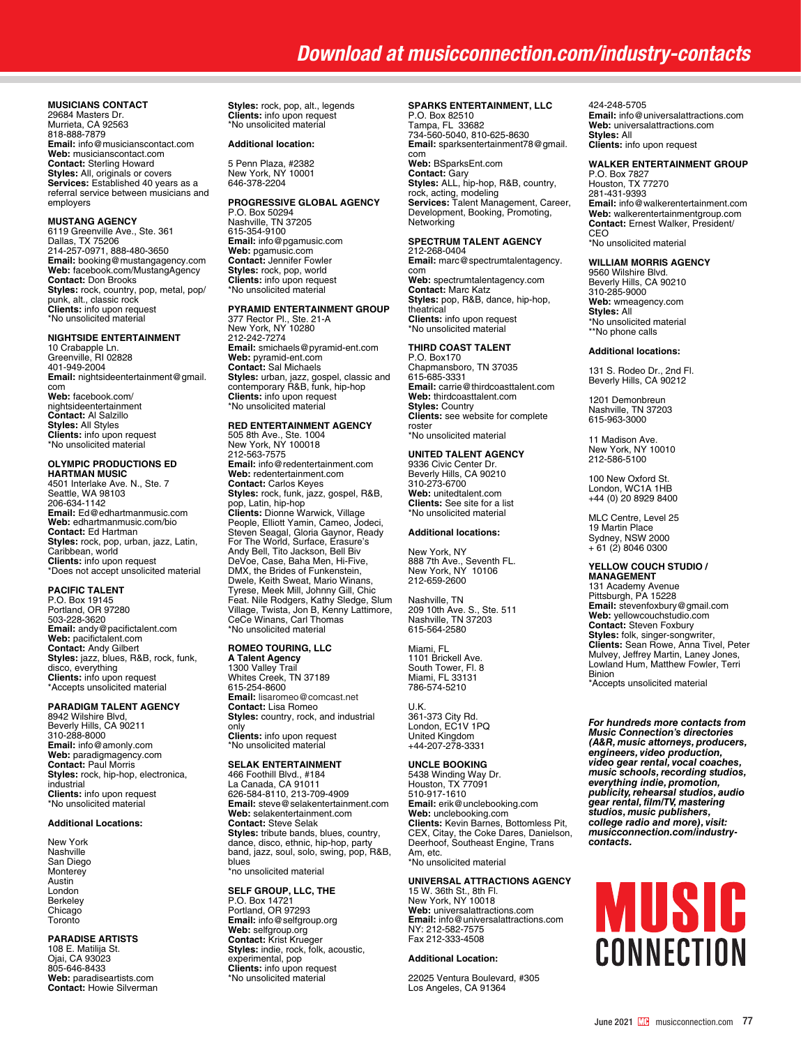Download at musicconnection.com/industry-contacts

**MUSICIANS CONTACT**
29684 Masters Dr.
Murrieta, CA 92563
818-888-7879
**Email:** info@musicianscontact.com
**Web:** musicianscontact.com
**Contact:** Sterling Howard
**Styles:** All, originals or covers
**Services:** Established 40 years as a referral service between musicians and employers

**MUSTANG AGENCY**
6119 Greenville Ave., Ste. 361
Dallas, TX 75206
214-257-0971, 888-480-3650
**Email:** booking@mustangagency.com
**Web:** facebook.com/MustangAgency
**Contact:** Don Brooks
**Styles:** rock, country, pop, metal, pop/punk, alt., classic rock
**Clients:** info upon request
*No unsolicited material

**NIGHTSIDE ENTERTAINMENT**
10 Crabapple Ln.
Greenville, RI 02828
401-949-2004
**Email:** nightsideentertainment@gmail.com
**Web:** facebook.com/nightsideentertainment
**Contact:** Al Salzillo
**Styles:** All Styles
**Clients:** info upon request
*No unsolicited material

**OLYMPIC PRODUCTIONS ED HARTMAN MUSIC**
4501 Interlake Ave. N., Ste. 7
Seattle, WA 98103
206-634-1142
**Email:** Ed@edhartmanmusic.com
**Web:** edhartmanmusic.com/bio
**Contact:** Ed Hartman
**Styles:** rock, pop, urban, jazz, Latin, Caribbean, world
**Clients:** info upon request
*Does not accept unsolicited material

**PACIFIC TALENT**
P.O. Box 19145
Portland, OR 97280
503-228-3620
**Email:** andy@pacifictalent.com
**Web:** pacifictalent.com
**Contact:** Andy Gilbert
**Styles:** jazz, blues, R&B, rock, funk, disco, everything
**Clients:** info upon request
*Accepts unsolicited material

**PARADIGM TALENT AGENCY**
8942 Wilshire Blvd,
Beverly Hills, CA 90211
310-288-8000
**Email:** info@amonly.com
**Web:** paradigmagency.com
**Contact:** Paul Morris
**Styles:** rock, hip-hop, electronica, industrial
**Clients:** info upon request
*No unsolicited material

**Additional Locations:**

New York
Nashville
San Diego
Monterey
Austin
London
Berkeley
Chicago
Toronto

**PARADISE ARTISTS**
108 E. Matilija St.
Ojai, CA 93023
805-646-8433
**Web:** paradiseartists.com
**Contact:** Howie Silverman
**Styles:** rock, pop, alt., legends
**Clients:** info upon request
*No unsolicited material

**Additional location:**

5 Penn Plaza, #2382
New York, NY 10001
646-378-2204

**PROGRESSIVE GLOBAL AGENCY**
P.O. Box 50294
Nashville, TN 37205
615-354-9100
**Email:** info@pgamusic.com
**Web:** pgamusic.com
**Contact:** Jennifer Fowler
**Styles:** rock, pop, world
**Clients:** info upon request
*No unsolicited material

**PYRAMID ENTERTAINMENT GROUP**
377 Rector Pl., Ste. 21-A
New York, NY 10280
212-242-7274
**Email:** smichaels@pyramid-ent.com
**Web:** pyramid-ent.com
**Contact:** Sal Michaels
**Styles:** urban, jazz, gospel, classic and contemporary R&B, funk, hip-hop
**Clients:** info upon request
*No unsolicited material

**RED ENTERTAINMENT AGENCY**
505 8th Ave., Ste. 1004
New York, NY 100018
212-563-7575
**Email:** info@redentertainment.com
**Web:** redentertainment.com
**Contact:** Carlos Keyes
**Styles:** rock, funk, jazz, gospel, R&B, pop, Latin, hip-hop
**Clients:** Dionne Warwick, Village People, Elliott Yamin, Cameo, Jodeci, Steven Seagal, Gloria Gaynor, Ready For The World, Surface, Erasure's Andy Bell, Tito Jackson, Bell Biv DeVoe, Case, Baha Men, Hi-Five, DMX, the Brides of Funkenstein, Dwele, Keith Sweat, Mario Winans, Tyrese, Meek Mill, Johnny Gill, Chic Feat. Nile Rodgers, Kathy Sledge, Slum Village, Twista, Jon B, Kenny Lattimore, CeCe Winans, Carl Thomas
*No unsolicited material

**ROMEO TOURING, LLC**
**A Talent Agency**
1300 Valley Trail
Whites Creek, TN 37189
615-254-8600
**Email:** lisaromeo@comcast.net
**Contact:** Lisa Romeo
**Styles:** country, rock, and industrial only
**Clients:** info upon request
*No unsolicited material

**SELAK ENTERTAINMENT**
466 Foothill Blvd., #184
La Canada, CA 91011
626-584-8110, 213-709-4909
**Email:** steve@selakentertainment.com
**Web:** selakentertainment.com
**Contact:** Steve Selak
**Styles:** tribute bands, blues, country, dance, disco, ethnic, hip-hop, party band, jazz, soul, solo, swing, pop, R&B, blues
*no unsolicited material

**SELF GROUP, LLC, THE**
P.O. Box 14721
Portland, OR 97293
**Email:** info@selfgroup.org
**Web:** selfgroup.org
**Contact:** Krist Krueger
**Styles:** indie, rock, folk, acoustic, experimental, pop
**Clients:** info upon request
*No unsolicited material

**SPARKS ENTERTAINMENT, LLC**
P.O. Box 82510
Tampa, FL 33682
734-560-5040, 810-625-8630
**Email:** sparksentertainment78@gmail.com
**Web:** BSparksEnt.com
**Contact:** Gary
**Styles:** ALL, hip-hop, R&B, country, rock, acting, modeling
**Services:** Talent Management, Career, Development, Booking, Promoting, Networking

**SPECTRUM TALENT AGENCY**
212-268-0404
**Email:** marc@spectrumtalentagency.com
**Web:** spectrumtalentagency.com
**Contact:** Marc Katz
**Styles:** pop, R&B, dance, hip-hop, theatrical
**Clients:** info upon request
*No unsolicited material

**THIRD COAST TALENT**
P.O. Box170
Chapmansboro, TN 37035
615-685-3331
**Email:** carrie@thirdcoasttalent.com
**Web:** thirdcoasttalent.com
**Styles:** Country
**Clients:** see website for complete roster
*No unsolicited material

**UNITED TALENT AGENCY**
9336 Civic Center Dr.
Beverly Hills, CA 90210
310-273-6700
**Web:** unitedtalent.com
**Clients:** See site for a list
*No unsolicited material

**Additional locations:**

New York, NY
888 7th Ave., Seventh FL.
New York, NY 10106
212-659-2600

Nashville, TN
209 10th Ave. S., Ste. 511
Nashville, TN 37203
615-564-2580

Miami, FL
1101 Brickell Ave.
South Tower, Fl. 8
Miami, FL 33131
786-574-5210

U.K.
361-373 City Rd.
London, EC1V 1PQ
United Kingdom
+44-207-278-3331

**UNCLE BOOKING**
5438 Winding Way Dr.
Houston, TX 77091
510-917-1610
**Email:** erik@unclebooking.com
**Web:** unclebooking.com
**Clients:** Kevin Barnes, Bottomless Pit, CEX, Citay, the Coke Dares, Danielson, Deerhoof, Southeast Engine, Trans Am, etc.
*No unsolicited material

**UNIVERSAL ATTRACTIONS AGENCY**
15 W. 36th St., 8th Fl.
New York, NY 10018
**Web:** universalattractions.com
**Email:** info@universalattractions.com
NY: 212-582-7575
Fax 212-333-4508

**Additional Location:**

22025 Ventura Boulevard, #305
Los Angeles, CA 91364
424-248-5705
**Email:** info@universalattractions.com
**Web:** universalattractions.com
**Styles:** All
**Clients:** info upon request

**WALKER ENTERTAINMENT GROUP**
P.O. Box 7827
Houston, TX 77270
281-431-9393
**Email:** info@walkerentertainment.com
**Web:** walkerentertainmentgroup.com
**Contact:** Ernest Walker, President/CEO
*No unsolicited material

**WILLIAM MORRIS AGENCY**
9560 Wilshire Blvd.
Beverly Hills, CA 90210
310-285-9000
**Web:** wmeagency.com
**Styles:** All
*No unsolicited material
**No phone calls

**Additional locations:**

131 S. Rodeo Dr., 2nd Fl.
Beverly Hills, CA 90212

1201 Demonbreun
Nashville, TN 37203
615-963-3000

11 Madison Ave.
New York, NY 10010
212-586-5100

100 New Oxford St.
London, WC1A 1HB
+44 (0) 20 8929 8400

MLC Centre, Level 25
19 Martin Place
Sydney, NSW 2000
+ 61 (2) 8046 0300

**YELLOW COUCH STUDIO / MANAGEMENT**
131 Academy Avenue
Pittsburgh, PA 15228
**Email:** stevenfoxbury@gmail.com
**Web:** yellowcouchstudio.com
**Contact:** Steven Foxbury
**Styles:** folk, singer-songwriter,
**Clients:** Sean Rowe, Anna Tivel, Peter Mulvey, Jeffrey Martin, Laney Jones, Lowland Hum, Matthew Fowler, Terri Binion
*Accepts unsolicited material

***For hundreds more contacts from Music Connection's directories (A&R, music attorneys, producers, engineers, video production, video gear rental, vocal coaches, music schools, recording studios, everything indie, promotion, publicity, rehearsal studios, audio gear rental, film/TV, mastering studios, music publishers, college radio and more), visit: musicconnection.com/industry-contacts.***

MUSIC CONNECTION